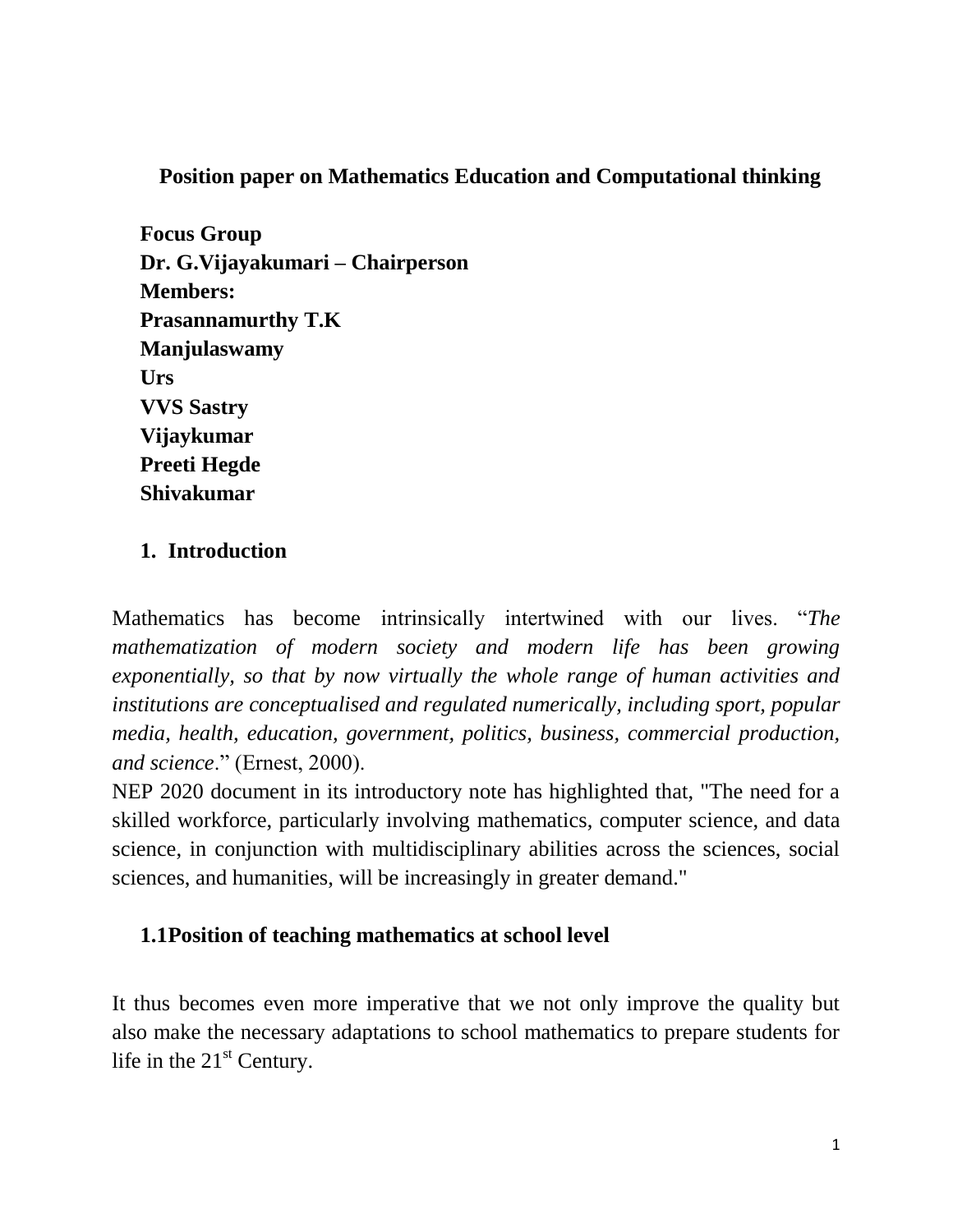# Position paper on Mathematics Education and Computational thinking

**Focus Group**
**Dr. G.Vijayakumari – Chairperson**
**Members:**
**Prasannamurthy T.K**
**Manjulaswamy**
**Urs**
**VVS Sastry**
**Vijaykumar**
**Preeti Hegde**
**Shivakumar**

## 1. Introduction

Mathematics has become intrinsically intertwined with our lives. "*The mathematization of modern society and modern life has been growing exponentially, so that by now virtually the whole range of human activities and institutions are conceptualised and regulated numerically, including sport, popular media, health, education, government, politics, business, commercial production, and science*." (Ernest, 2000).

NEP 2020 document in its introductory note has highlighted that, "The need for a skilled workforce, particularly involving mathematics, computer science, and data science, in conjunction with multidisciplinary abilities across the sciences, social sciences, and humanities, will be increasingly in greater demand."

### 1.1Position of teaching mathematics at school level

It thus becomes even more imperative that we not only improve the quality but also make the necessary adaptations to school mathematics to prepare students for life in the 21st Century.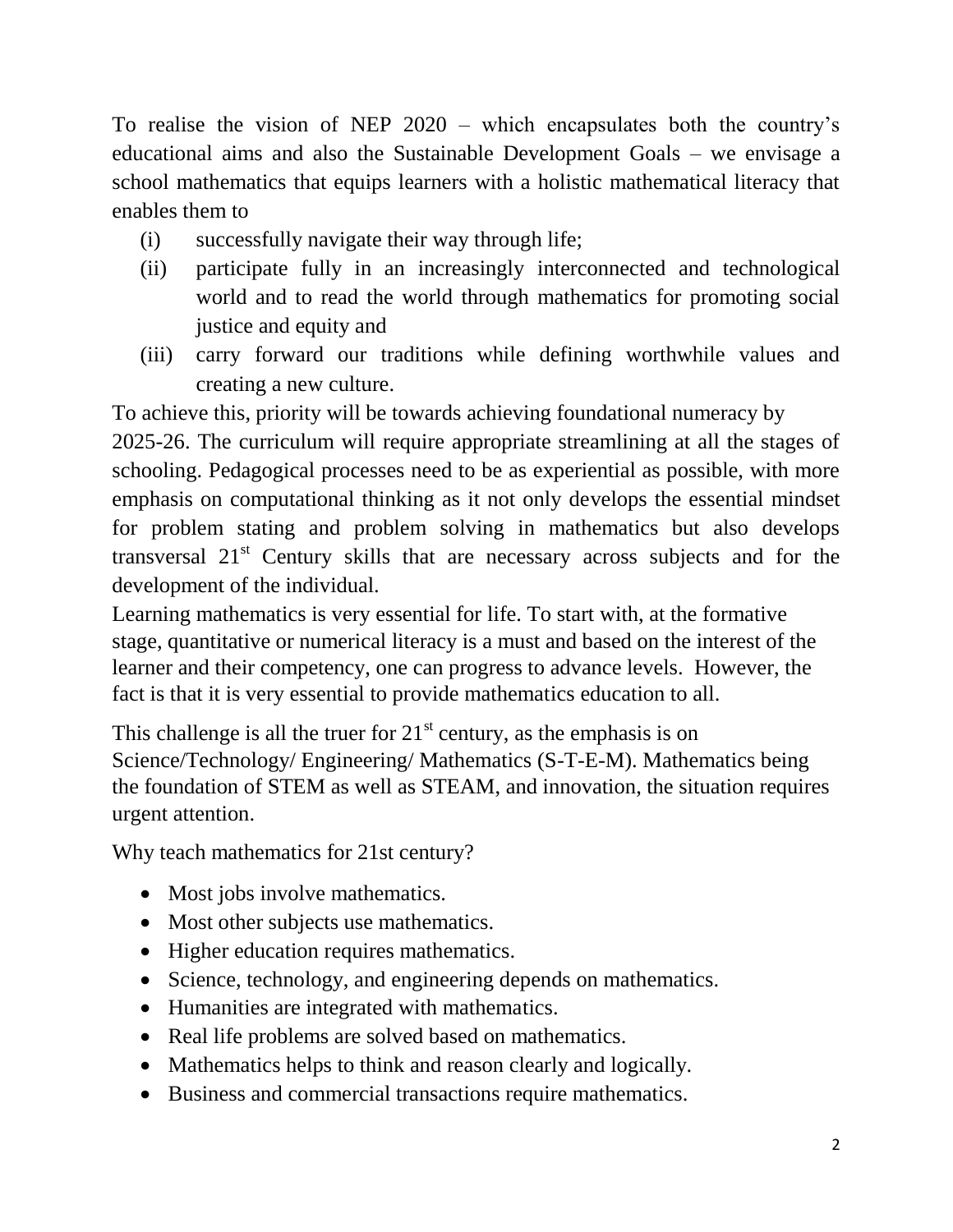To realise the vision of NEP 2020 – which encapsulates both the country's educational aims and also the Sustainable Development Goals – we envisage a school mathematics that equips learners with a holistic mathematical literacy that enables them to

(i) successfully navigate their way through life;
(ii) participate fully in an increasingly interconnected and technological world and to read the world through mathematics for promoting social justice and equity and
(iii) carry forward our traditions while defining worthwhile values and creating a new culture.

To achieve this, priority will be towards achieving foundational numeracy by 2025-26. The curriculum will require appropriate streamlining at all the stages of schooling. Pedagogical processes need to be as experiential as possible, with more emphasis on computational thinking as it not only develops the essential mindset for problem stating and problem solving in mathematics but also develops transversal 21st Century skills that are necessary across subjects and for the development of the individual.

Learning mathematics is very essential for life. To start with, at the formative stage, quantitative or numerical literacy is a must and based on the interest of the learner and their competency, one can progress to advance levels. However, the fact is that it is very essential to provide mathematics education to all.

This challenge is all the truer for 21st century, as the emphasis is on Science/Technology/ Engineering/ Mathematics (S-T-E-M). Mathematics being the foundation of STEM as well as STEAM, and innovation, the situation requires urgent attention.

Why teach mathematics for 21st century?

- Most jobs involve mathematics.
- Most other subjects use mathematics.
- Higher education requires mathematics.
- Science, technology, and engineering depends on mathematics.
- Humanities are integrated with mathematics.
- Real life problems are solved based on mathematics.
- Mathematics helps to think and reason clearly and logically.
- Business and commercial transactions require mathematics.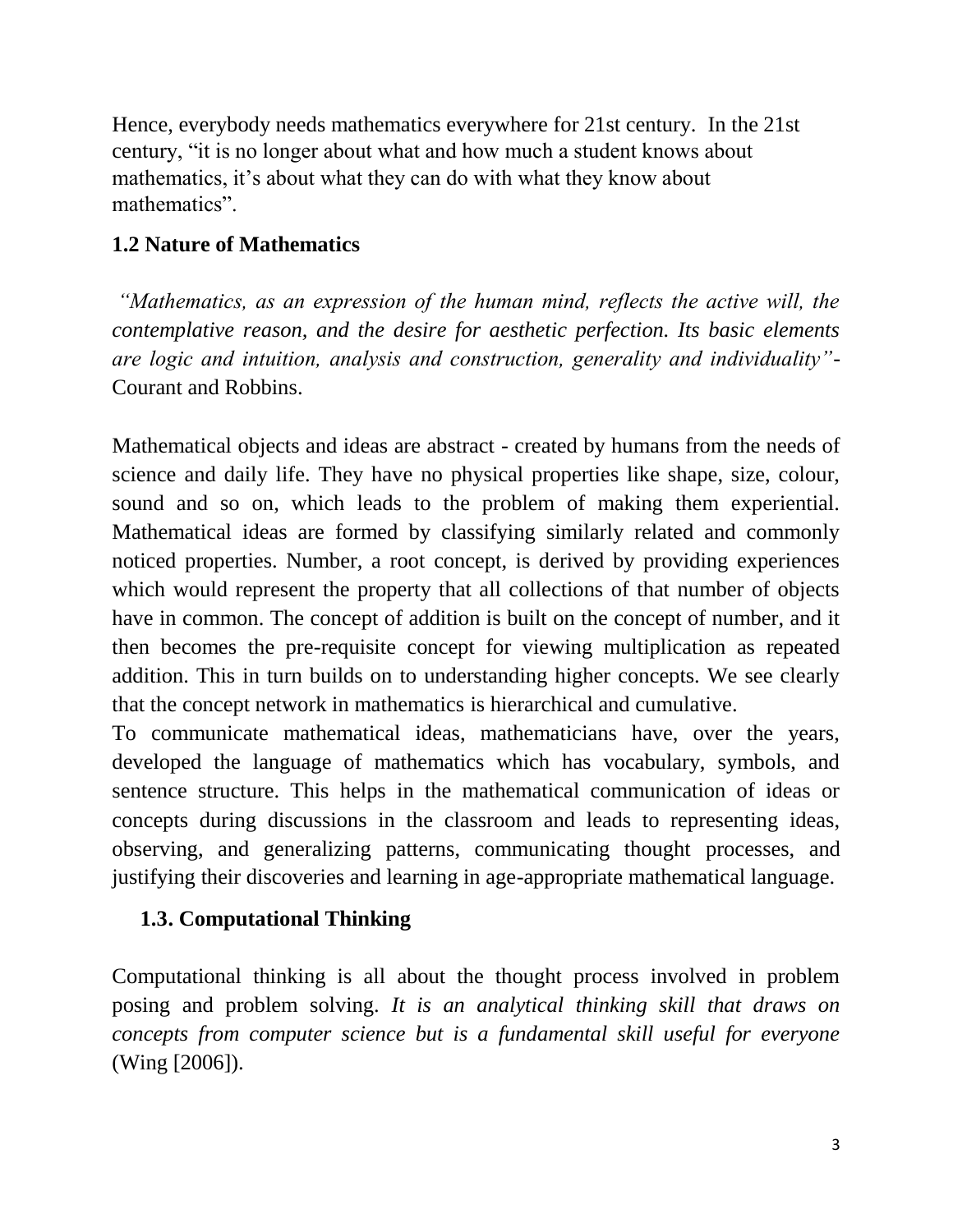Hence, everybody needs mathematics everywhere for 21st century. In the 21st century, "it is no longer about what and how much a student knows about mathematics, it's about what they can do with what they know about mathematics".

## 1.2 Nature of Mathematics

*"Mathematics, as an expression of the human mind, reflects the active will, the contemplative reason, and the desire for aesthetic perfection. Its basic elements are logic and intuition, analysis and construction, generality and individuality"*- Courant and Robbins.

Mathematical objects and ideas are abstract - created by humans from the needs of science and daily life. They have no physical properties like shape, size, colour, sound and so on, which leads to the problem of making them experiential. Mathematical ideas are formed by classifying similarly related and commonly noticed properties. Number, a root concept, is derived by providing experiences which would represent the property that all collections of that number of objects have in common. The concept of addition is built on the concept of number, and it then becomes the pre-requisite concept for viewing multiplication as repeated addition. This in turn builds on to understanding higher concepts. We see clearly that the concept network in mathematics is hierarchical and cumulative.

To communicate mathematical ideas, mathematicians have, over the years, developed the language of mathematics which has vocabulary, symbols, and sentence structure. This helps in the mathematical communication of ideas or concepts during discussions in the classroom and leads to representing ideas, observing, and generalizing patterns, communicating thought processes, and justifying their discoveries and learning in age-appropriate mathematical language.

## 1.3. Computational Thinking

Computational thinking is all about the thought process involved in problem posing and problem solving. *It is an analytical thinking skill that draws on concepts from computer science but is a fundamental skill useful for everyone* (Wing [2006]).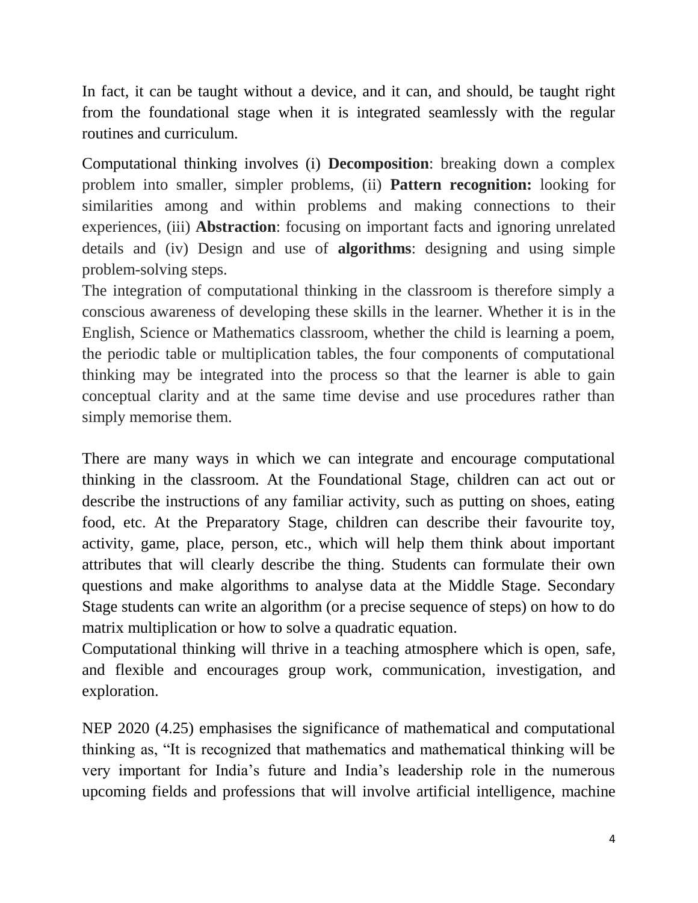In fact, it can be taught without a device, and it can, and should, be taught right from the foundational stage when it is integrated seamlessly with the regular routines and curriculum.

Computational thinking involves (i) **Decomposition**: breaking down a complex problem into smaller, simpler problems, (ii) **Pattern recognition:** looking for similarities among and within problems and making connections to their experiences, (iii) **Abstraction**: focusing on important facts and ignoring unrelated details and (iv) Design and use of **algorithms**: designing and using simple problem-solving steps.
The integration of computational thinking in the classroom is therefore simply a conscious awareness of developing these skills in the learner. Whether it is in the English, Science or Mathematics classroom, whether the child is learning a poem, the periodic table or multiplication tables, the four components of computational thinking may be integrated into the process so that the learner is able to gain conceptual clarity and at the same time devise and use procedures rather than simply memorise them.

There are many ways in which we can integrate and encourage computational thinking in the classroom. At the Foundational Stage, children can act out or describe the instructions of any familiar activity, such as putting on shoes, eating food, etc. At the Preparatory Stage, children can describe their favourite toy, activity, game, place, person, etc., which will help them think about important attributes that will clearly describe the thing. Students can formulate their own questions and make algorithms to analyse data at the Middle Stage. Secondary Stage students can write an algorithm (or a precise sequence of steps) on how to do matrix multiplication or how to solve a quadratic equation.
Computational thinking will thrive in a teaching atmosphere which is open, safe, and flexible and encourages group work, communication, investigation, and exploration.

NEP 2020 (4.25) emphasises the significance of mathematical and computational thinking as, "It is recognized that mathematics and mathematical thinking will be very important for India's future and India's leadership role in the numerous upcoming fields and professions that will involve artificial intelligence, machine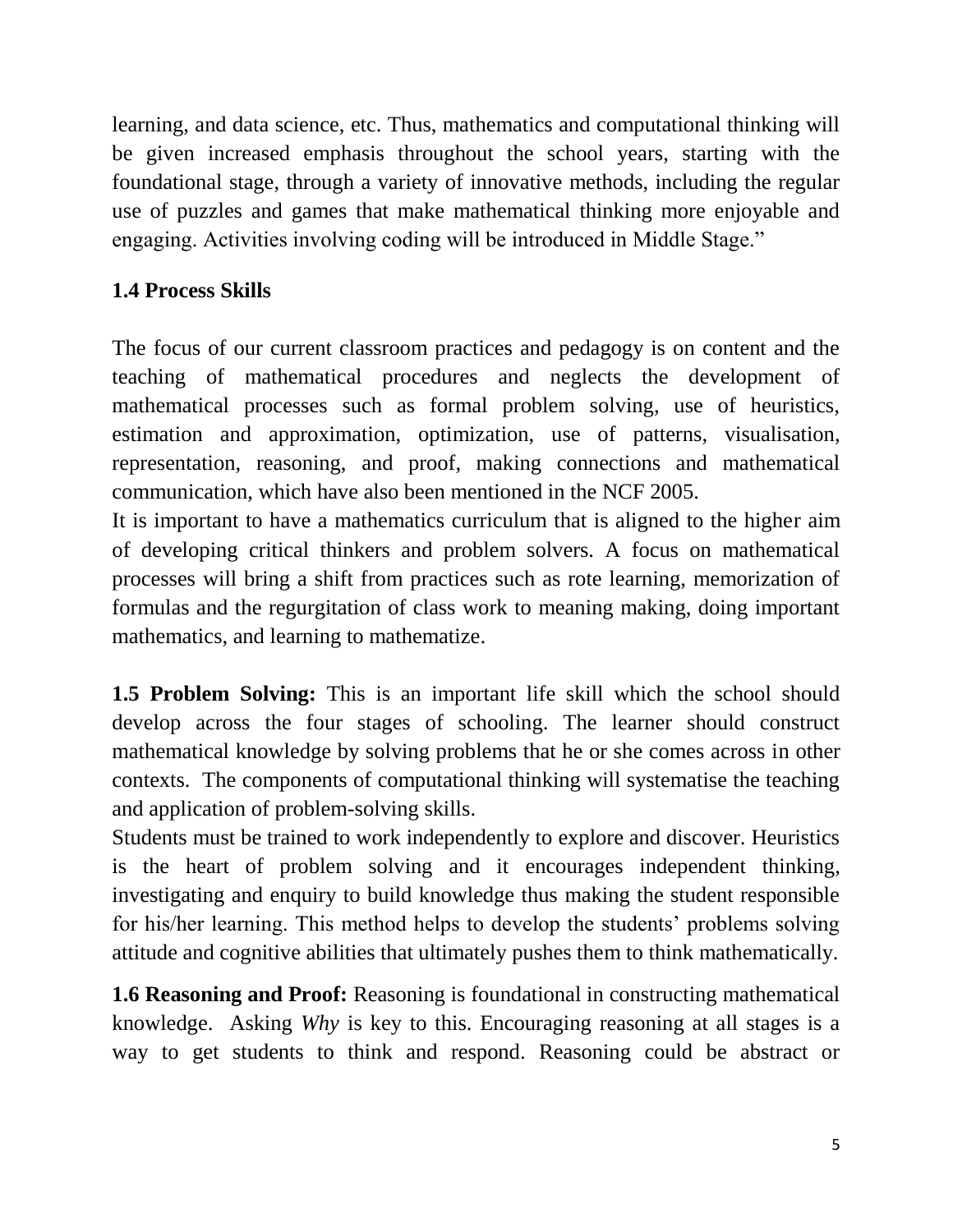learning, and data science, etc. Thus, mathematics and computational thinking will be given increased emphasis throughout the school years, starting with the foundational stage, through a variety of innovative methods, including the regular use of puzzles and games that make mathematical thinking more enjoyable and engaging. Activities involving coding will be introduced in Middle Stage."

### 1.4 Process Skills

The focus of our current classroom practices and pedagogy is on content and the teaching of mathematical procedures and neglects the development of mathematical processes such as formal problem solving, use of heuristics, estimation and approximation, optimization, use of patterns, visualisation, representation, reasoning, and proof, making connections and mathematical communication, which have also been mentioned in the NCF 2005.

It is important to have a mathematics curriculum that is aligned to the higher aim of developing critical thinkers and problem solvers. A focus on mathematical processes will bring a shift from practices such as rote learning, memorization of formulas and the regurgitation of class work to meaning making, doing important mathematics, and learning to mathematize.

**1.5 Problem Solving:** This is an important life skill which the school should develop across the four stages of schooling. The learner should construct mathematical knowledge by solving problems that he or she comes across in other contexts. The components of computational thinking will systematise the teaching and application of problem-solving skills.

Students must be trained to work independently to explore and discover. Heuristics is the heart of problem solving and it encourages independent thinking, investigating and enquiry to build knowledge thus making the student responsible for his/her learning. This method helps to develop the students' problems solving attitude and cognitive abilities that ultimately pushes them to think mathematically.

**1.6 Reasoning and Proof:** Reasoning is foundational in constructing mathematical knowledge. Asking *Why* is key to this. Encouraging reasoning at all stages is a way to get students to think and respond. Reasoning could be abstract or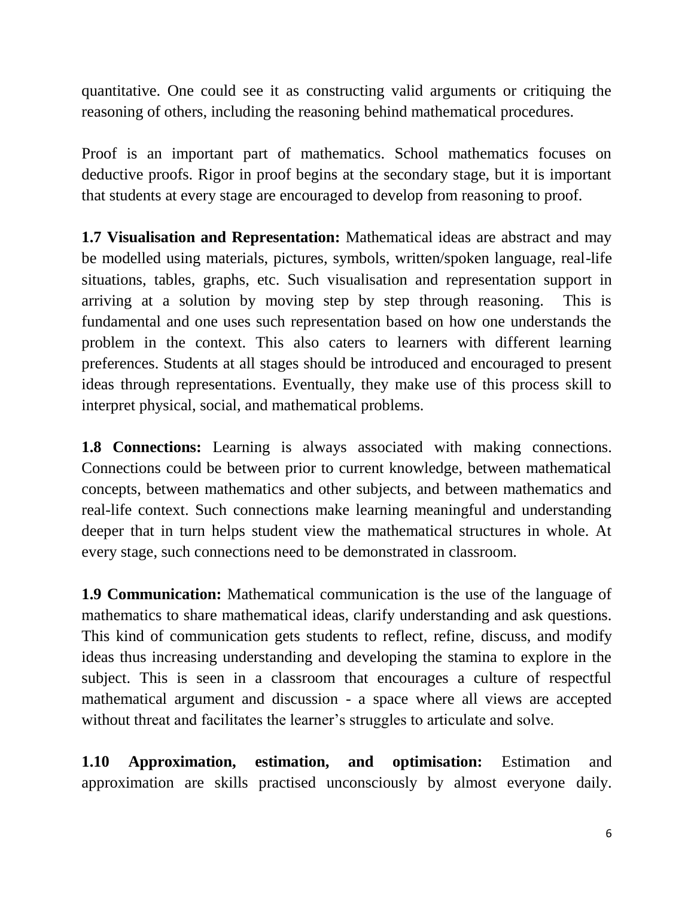quantitative. One could see it as constructing valid arguments or critiquing the reasoning of others, including the reasoning behind mathematical procedures.

Proof is an important part of mathematics. School mathematics focuses on deductive proofs. Rigor in proof begins at the secondary stage, but it is important that students at every stage are encouraged to develop from reasoning to proof.

**1.7 Visualisation and Representation:** Mathematical ideas are abstract and may be modelled using materials, pictures, symbols, written/spoken language, real-life situations, tables, graphs, etc. Such visualisation and representation support in arriving at a solution by moving step by step through reasoning. This is fundamental and one uses such representation based on how one understands the problem in the context. This also caters to learners with different learning preferences. Students at all stages should be introduced and encouraged to present ideas through representations. Eventually, they make use of this process skill to interpret physical, social, and mathematical problems.

**1.8 Connections:** Learning is always associated with making connections. Connections could be between prior to current knowledge, between mathematical concepts, between mathematics and other subjects, and between mathematics and real-life context. Such connections make learning meaningful and understanding deeper that in turn helps student view the mathematical structures in whole. At every stage, such connections need to be demonstrated in classroom.

**1.9 Communication:** Mathematical communication is the use of the language of mathematics to share mathematical ideas, clarify understanding and ask questions. This kind of communication gets students to reflect, refine, discuss, and modify ideas thus increasing understanding and developing the stamina to explore in the subject. This is seen in a classroom that encourages a culture of respectful mathematical argument and discussion - a space where all views are accepted without threat and facilitates the learner's struggles to articulate and solve.

**1.10 Approximation, estimation, and optimisation:** Estimation and approximation are skills practised unconsciously by almost everyone daily.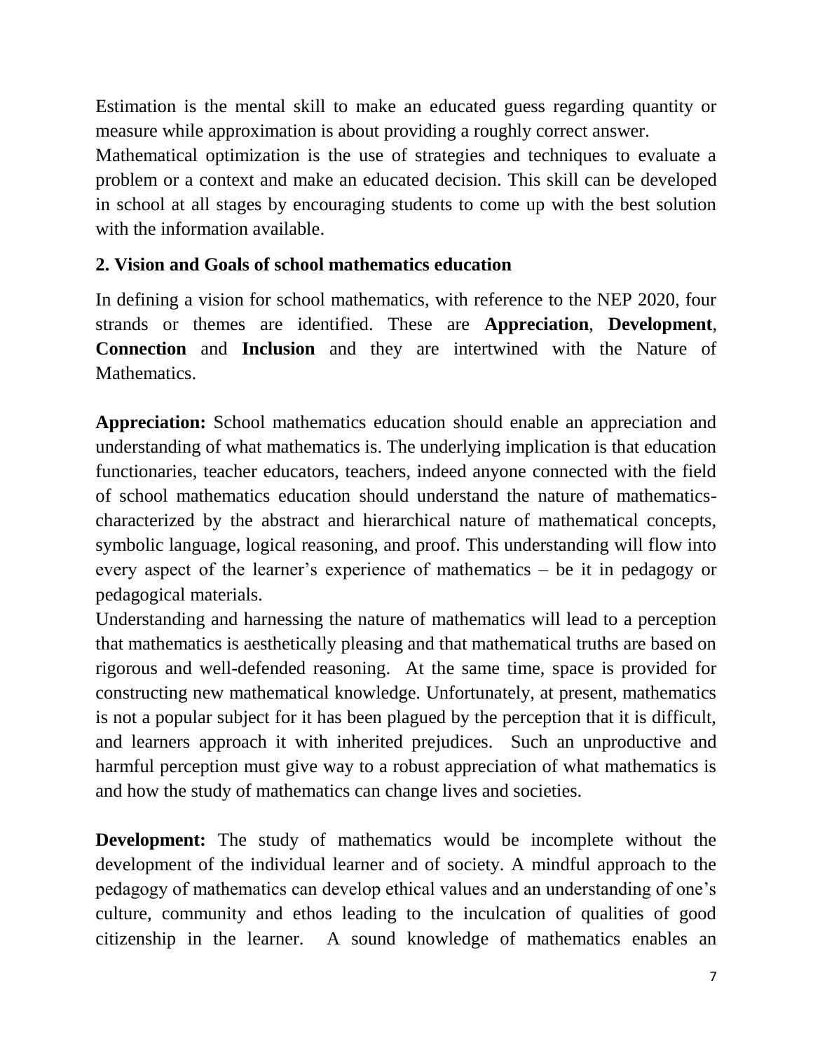Estimation is the mental skill to make an educated guess regarding quantity or measure while approximation is about providing a roughly correct answer.

Mathematical optimization is the use of strategies and techniques to evaluate a problem or a context and make an educated decision. This skill can be developed in school at all stages by encouraging students to come up with the best solution with the information available.

## 2. Vision and Goals of school mathematics education

In defining a vision for school mathematics, with reference to the NEP 2020, four strands or themes are identified. These are **Appreciation**, **Development**, **Connection** and **Inclusion** and they are intertwined with the Nature of Mathematics.

**Appreciation:** School mathematics education should enable an appreciation and understanding of what mathematics is. The underlying implication is that education functionaries, teacher educators, teachers, indeed anyone connected with the field of school mathematics education should understand the nature of mathematics- characterized by the abstract and hierarchical nature of mathematical concepts, symbolic language, logical reasoning, and proof. This understanding will flow into every aspect of the learner's experience of mathematics – be it in pedagogy or pedagogical materials.

Understanding and harnessing the nature of mathematics will lead to a perception that mathematics is aesthetically pleasing and that mathematical truths are based on rigorous and well-defended reasoning. At the same time, space is provided for constructing new mathematical knowledge. Unfortunately, at present, mathematics is not a popular subject for it has been plagued by the perception that it is difficult, and learners approach it with inherited prejudices. Such an unproductive and harmful perception must give way to a robust appreciation of what mathematics is and how the study of mathematics can change lives and societies.

**Development:** The study of mathematics would be incomplete without the development of the individual learner and of society. A mindful approach to the pedagogy of mathematics can develop ethical values and an understanding of one's culture, community and ethos leading to the inculcation of qualities of good citizenship in the learner. A sound knowledge of mathematics enables an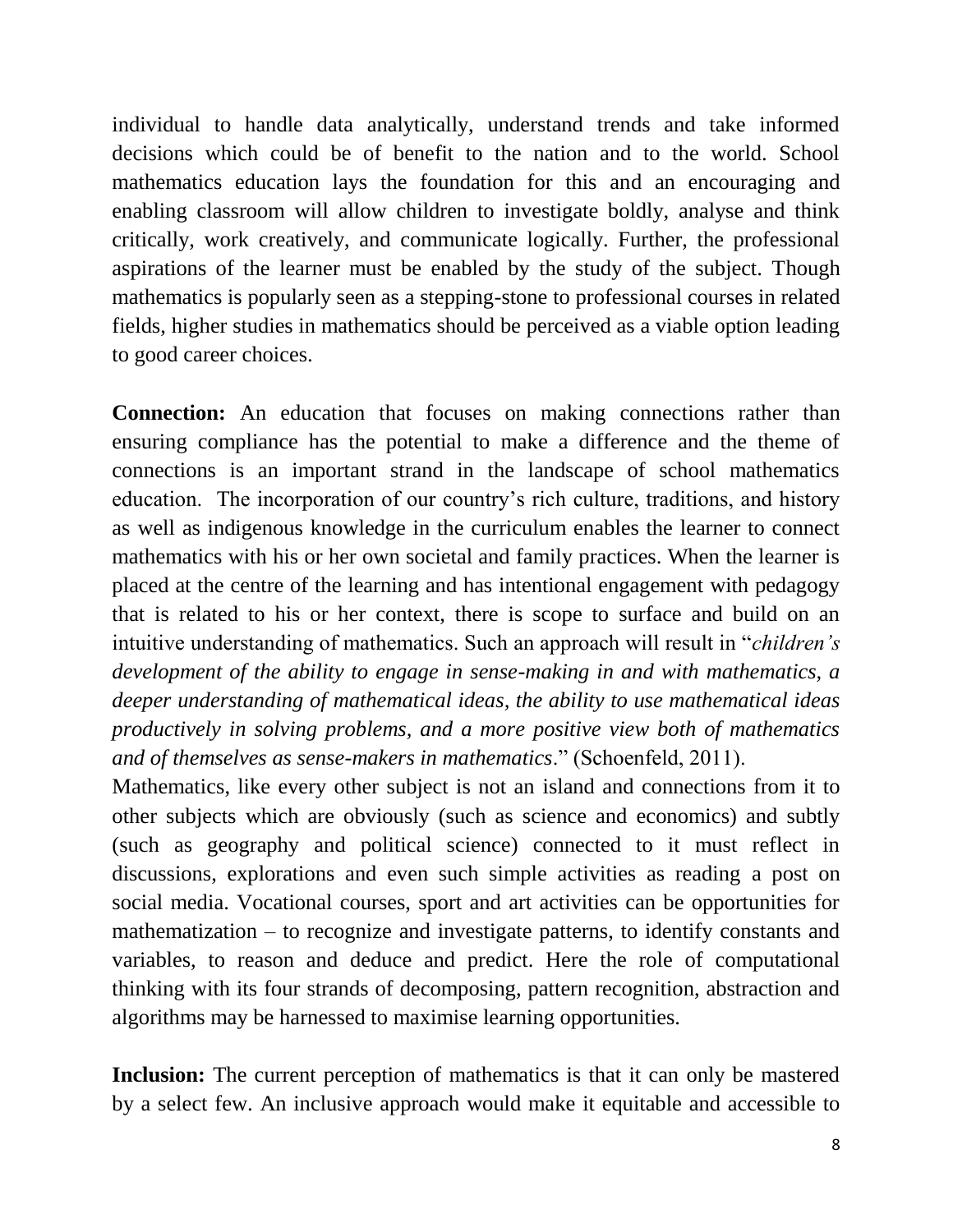individual to handle data analytically, understand trends and take informed decisions which could be of benefit to the nation and to the world. School mathematics education lays the foundation for this and an encouraging and enabling classroom will allow children to investigate boldly, analyse and think critically, work creatively, and communicate logically. Further, the professional aspirations of the learner must be enabled by the study of the subject. Though mathematics is popularly seen as a stepping-stone to professional courses in related fields, higher studies in mathematics should be perceived as a viable option leading to good career choices.

**Connection:** An education that focuses on making connections rather than ensuring compliance has the potential to make a difference and the theme of connections is an important strand in the landscape of school mathematics education. The incorporation of our country's rich culture, traditions, and history as well as indigenous knowledge in the curriculum enables the learner to connect mathematics with his or her own societal and family practices. When the learner is placed at the centre of the learning and has intentional engagement with pedagogy that is related to his or her context, there is scope to surface and build on an intuitive understanding of mathematics. Such an approach will result in "*children's development of the ability to engage in sense-making in and with mathematics, a deeper understanding of mathematical ideas, the ability to use mathematical ideas productively in solving problems, and a more positive view both of mathematics and of themselves as sense-makers in mathematics*." (Schoenfeld, 2011).

Mathematics, like every other subject is not an island and connections from it to other subjects which are obviously (such as science and economics) and subtly (such as geography and political science) connected to it must reflect in discussions, explorations and even such simple activities as reading a post on social media. Vocational courses, sport and art activities can be opportunities for mathematization – to recognize and investigate patterns, to identify constants and variables, to reason and deduce and predict. Here the role of computational thinking with its four strands of decomposing, pattern recognition, abstraction and algorithms may be harnessed to maximise learning opportunities.

**Inclusion:** The current perception of mathematics is that it can only be mastered by a select few. An inclusive approach would make it equitable and accessible to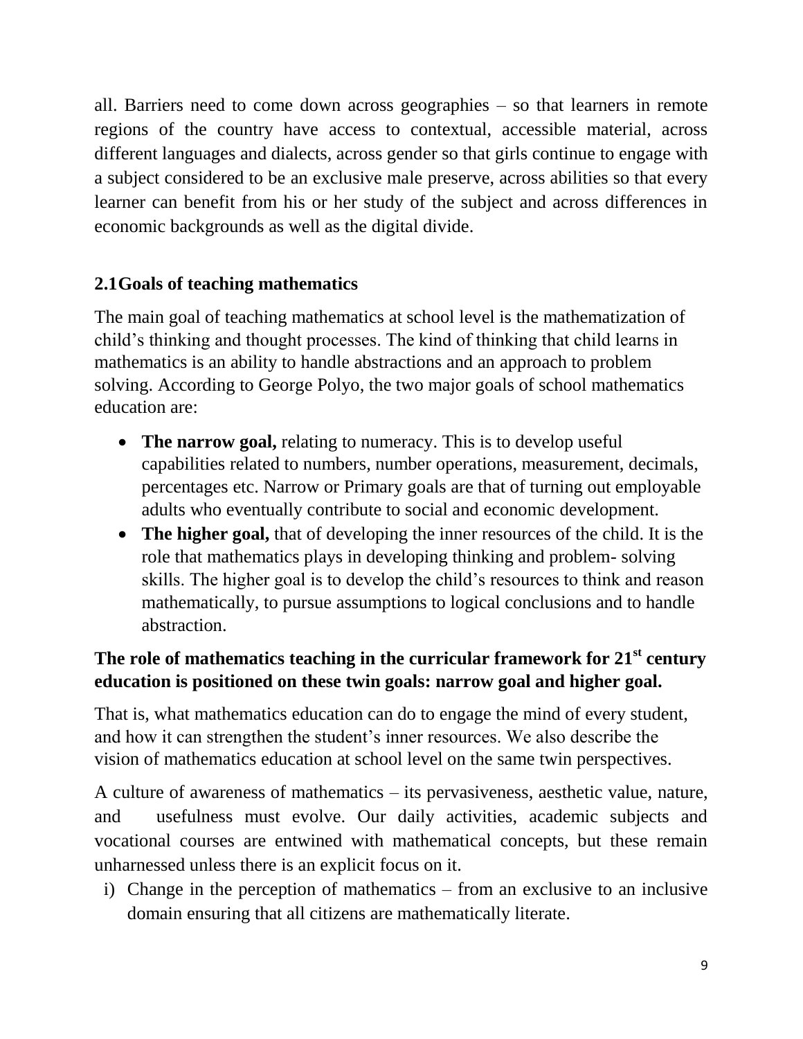all. Barriers need to come down across geographies – so that learners in remote regions of the country have access to contextual, accessible material, across different languages and dialects, across gender so that girls continue to engage with a subject considered to be an exclusive male preserve, across abilities so that every learner can benefit from his or her study of the subject and across differences in economic backgrounds as well as the digital divide.

## 2.1Goals of teaching mathematics

The main goal of teaching mathematics at school level is the mathematization of child's thinking and thought processes. The kind of thinking that child learns in mathematics is an ability to handle abstractions and an approach to problem solving. According to George Polyo, the two major goals of school mathematics education are:

- **The narrow goal,** relating to numeracy. This is to develop useful capabilities related to numbers, number operations, measurement, decimals, percentages etc. Narrow or Primary goals are that of turning out employable adults who eventually contribute to social and economic development.
- **The higher goal,** that of developing the inner resources of the child. It is the role that mathematics plays in developing thinking and problem- solving skills. The higher goal is to develop the child's resources to think and reason mathematically, to pursue assumptions to logical conclusions and to handle abstraction.

**The role of mathematics teaching in the curricular framework for 21st century education is positioned on these twin goals: narrow goal and higher goal.**

That is, what mathematics education can do to engage the mind of every student, and how it can strengthen the student's inner resources. We also describe the vision of mathematics education at school level on the same twin perspectives.

A culture of awareness of mathematics – its pervasiveness, aesthetic value, nature, and usefulness must evolve. Our daily activities, academic subjects and vocational courses are entwined with mathematical concepts, but these remain unharnessed unless there is an explicit focus on it.

i) Change in the perception of mathematics – from an exclusive to an inclusive domain ensuring that all citizens are mathematically literate.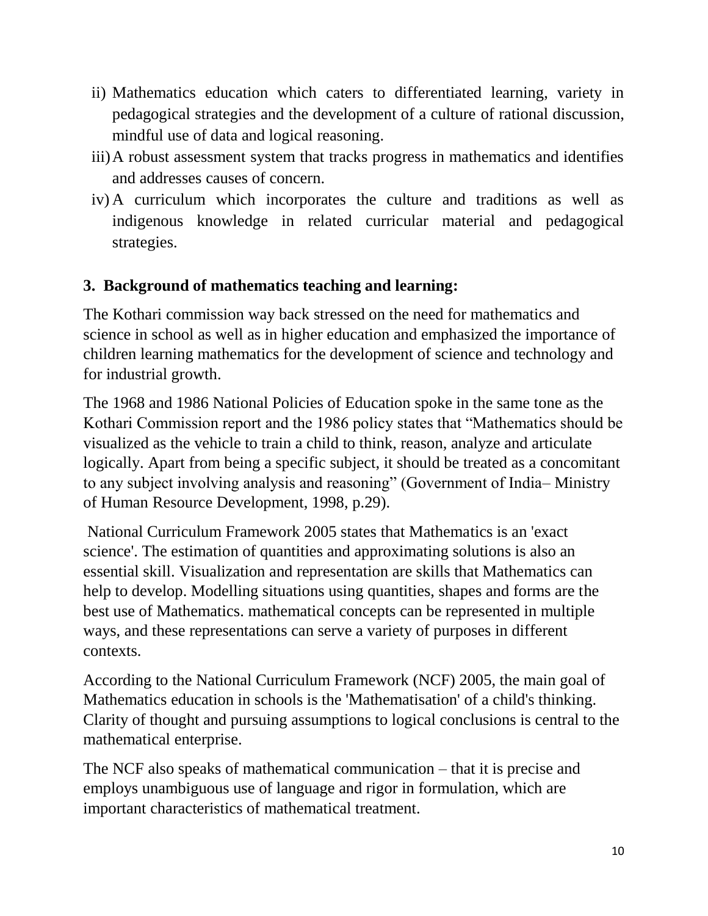ii) Mathematics education which caters to differentiated learning, variety in pedagogical strategies and the development of a culture of rational discussion, mindful use of data and logical reasoning.

iii) A robust assessment system that tracks progress in mathematics and identifies and addresses causes of concern.

iv) A curriculum which incorporates the culture and traditions as well as indigenous knowledge in related curricular material and pedagogical strategies.

## 3. Background of mathematics teaching and learning:

The Kothari commission way back stressed on the need for mathematics and science in school as well as in higher education and emphasized the importance of children learning mathematics for the development of science and technology and for industrial growth.

The 1968 and 1986 National Policies of Education spoke in the same tone as the Kothari Commission report and the 1986 policy states that "Mathematics should be visualized as the vehicle to train a child to think, reason, analyze and articulate logically. Apart from being a specific subject, it should be treated as a concomitant to any subject involving analysis and reasoning" (Government of India– Ministry of Human Resource Development, 1998, p.29).

National Curriculum Framework 2005 states that Mathematics is an 'exact science'. The estimation of quantities and approximating solutions is also an essential skill. Visualization and representation are skills that Mathematics can help to develop. Modelling situations using quantities, shapes and forms are the best use of Mathematics. mathematical concepts can be represented in multiple ways, and these representations can serve a variety of purposes in different contexts.

According to the National Curriculum Framework (NCF) 2005, the main goal of Mathematics education in schools is the 'Mathematisation' of a child's thinking. Clarity of thought and pursuing assumptions to logical conclusions is central to the mathematical enterprise.

The NCF also speaks of mathematical communication – that it is precise and employs unambiguous use of language and rigor in formulation, which are important characteristics of mathematical treatment.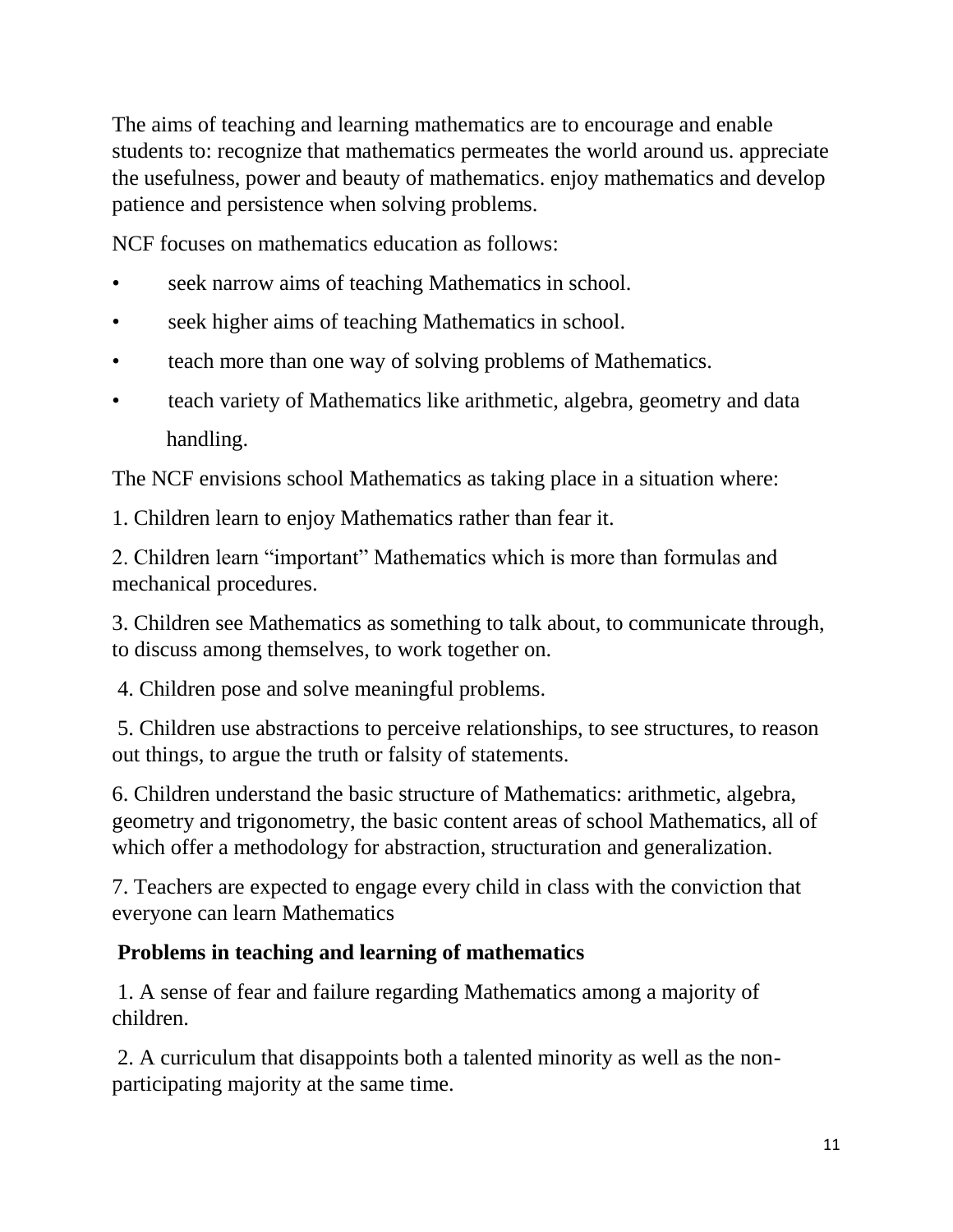The aims of teaching and learning mathematics are to encourage and enable students to: recognize that mathematics permeates the world around us. appreciate the usefulness, power and beauty of mathematics. enjoy mathematics and develop patience and persistence when solving problems.

NCF focuses on mathematics education as follows:

- seek narrow aims of teaching Mathematics in school.
- seek higher aims of teaching Mathematics in school.
- teach more than one way of solving problems of Mathematics.
- teach variety of Mathematics like arithmetic, algebra, geometry and data handling.

The NCF envisions school Mathematics as taking place in a situation where:

1. Children learn to enjoy Mathematics rather than fear it.

2. Children learn "important" Mathematics which is more than formulas and mechanical procedures.

3. Children see Mathematics as something to talk about, to communicate through, to discuss among themselves, to work together on.

4. Children pose and solve meaningful problems.

5. Children use abstractions to perceive relationships, to see structures, to reason out things, to argue the truth or falsity of statements.

6. Children understand the basic structure of Mathematics: arithmetic, algebra, geometry and trigonometry, the basic content areas of school Mathematics, all of which offer a methodology for abstraction, structuration and generalization.

7. Teachers are expected to engage every child in class with the conviction that everyone can learn Mathematics

**Problems in teaching and learning of mathematics**

1. A sense of fear and failure regarding Mathematics among a majority of children.

2. A curriculum that disappoints both a talented minority as well as the non-participating majority at the same time.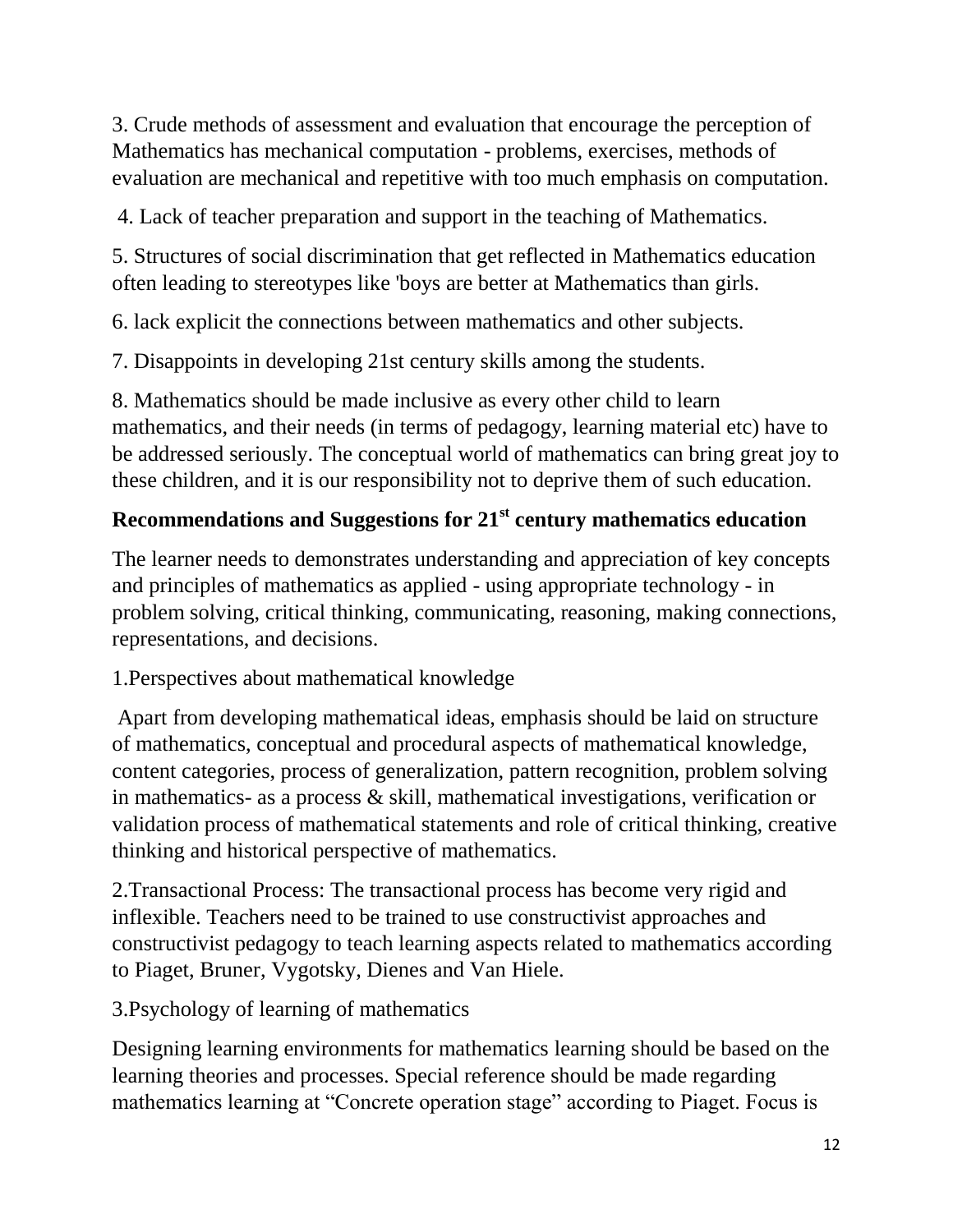3. Crude methods of assessment and evaluation that encourage the perception of Mathematics has mechanical computation - problems, exercises, methods of evaluation are mechanical and repetitive with too much emphasis on computation.

4. Lack of teacher preparation and support in the teaching of Mathematics.

5. Structures of social discrimination that get reflected in Mathematics education often leading to stereotypes like 'boys are better at Mathematics than girls.

6. lack explicit the connections between mathematics and other subjects.

7. Disappoints in developing 21st century skills among the students.

8. Mathematics should be made inclusive as every other child to learn mathematics, and their needs (in terms of pedagogy, learning material etc) have to be addressed seriously. The conceptual world of mathematics can bring great joy to these children, and it is our responsibility not to deprive them of such education.

**Recommendations and Suggestions for 21st century mathematics education**

The learner needs to demonstrates understanding and appreciation of key concepts and principles of mathematics as applied - using appropriate technology - in problem solving, critical thinking, communicating, reasoning, making connections, representations, and decisions.

1.Perspectives about mathematical knowledge

Apart from developing mathematical ideas, emphasis should be laid on structure of mathematics, conceptual and procedural aspects of mathematical knowledge, content categories, process of generalization, pattern recognition, problem solving in mathematics- as a process & skill, mathematical investigations, verification or validation process of mathematical statements and role of critical thinking, creative thinking and historical perspective of mathematics.

2.Transactional Process: The transactional process has become very rigid and inflexible. Teachers need to be trained to use constructivist approaches and constructivist pedagogy to teach learning aspects related to mathematics according to Piaget, Bruner, Vygotsky, Dienes and Van Hiele.

3.Psychology of learning of mathematics

Designing learning environments for mathematics learning should be based on the learning theories and processes. Special reference should be made regarding mathematics learning at "Concrete operation stage" according to Piaget. Focus is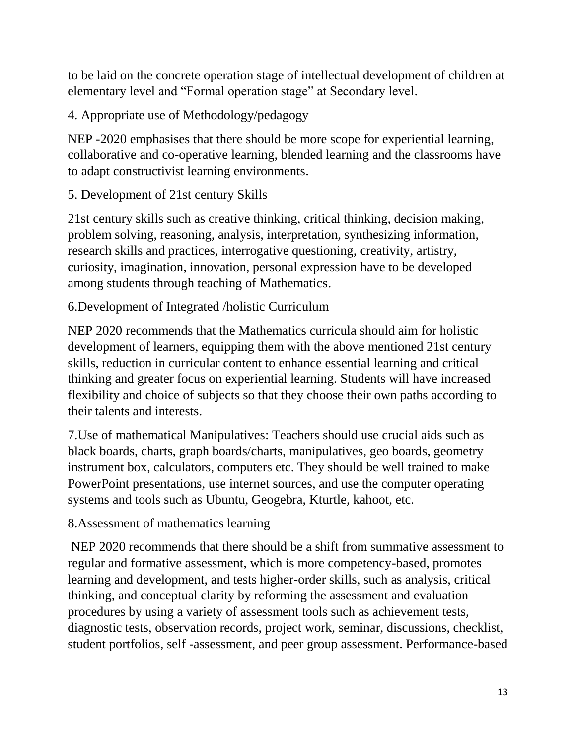to be laid on the concrete operation stage of intellectual development of children at elementary level and “Formal operation stage” at Secondary level.

4. Appropriate use of Methodology/pedagogy

NEP -2020 emphasises that there should be more scope for experiential learning, collaborative and co-operative learning, blended learning and the classrooms have to adapt constructivist learning environments.

5. Development of 21st century Skills

21st century skills such as creative thinking, critical thinking, decision making, problem solving, reasoning, analysis, interpretation, synthesizing information, research skills and practices, interrogative questioning, creativity, artistry, curiosity, imagination, innovation, personal expression have to be developed among students through teaching of Mathematics.

6.Development of Integrated /holistic Curriculum

NEP 2020 recommends that the Mathematics curricula should aim for holistic development of learners, equipping them with the above mentioned 21st century skills, reduction in curricular content to enhance essential learning and critical thinking and greater focus on experiential learning. Students will have increased flexibility and choice of subjects so that they choose their own paths according to their talents and interests.

7.Use of mathematical Manipulatives: Teachers should use crucial aids such as black boards, charts, graph boards/charts, manipulatives, geo boards, geometry instrument box, calculators, computers etc. They should be well trained to make PowerPoint presentations, use internet sources, and use the computer operating systems and tools such as Ubuntu, Geogebra, Kturtle, kahoot, etc.

8.Assessment of mathematics learning

NEP 2020 recommends that there should be a shift from summative assessment to regular and formative assessment, which is more competency-based, promotes learning and development, and tests higher-order skills, such as analysis, critical thinking, and conceptual clarity by reforming the assessment and evaluation procedures by using a variety of assessment tools such as achievement tests, diagnostic tests, observation records, project work, seminar, discussions, checklist, student portfolios, self -assessment, and peer group assessment. Performance-based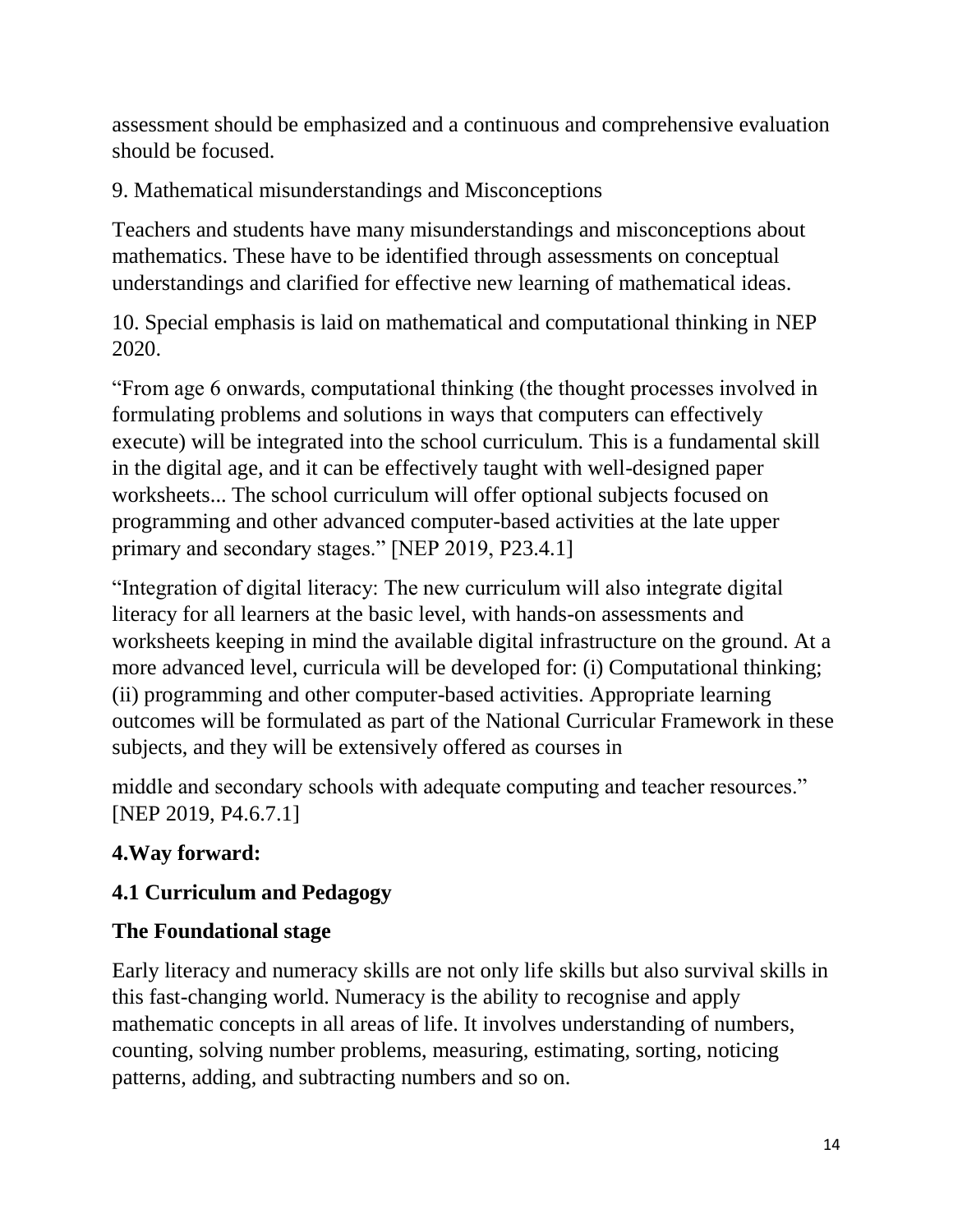assessment should be emphasized and a continuous and comprehensive evaluation should be focused.

9. Mathematical misunderstandings and Misconceptions

Teachers and students have many misunderstandings and misconceptions about mathematics. These have to be identified through assessments on conceptual understandings and clarified for effective new learning of mathematical ideas.

10. Special emphasis is laid on mathematical and computational thinking in NEP 2020.

"From age 6 onwards, computational thinking (the thought processes involved in formulating problems and solutions in ways that computers can effectively execute) will be integrated into the school curriculum. This is a fundamental skill in the digital age, and it can be effectively taught with well-designed paper worksheets... The school curriculum will offer optional subjects focused on programming and other advanced computer-based activities at the late upper primary and secondary stages." [NEP 2019, P23.4.1]

"Integration of digital literacy: The new curriculum will also integrate digital literacy for all learners at the basic level, with hands-on assessments and worksheets keeping in mind the available digital infrastructure on the ground. At a more advanced level, curricula will be developed for: (i) Computational thinking; (ii) programming and other computer-based activities. Appropriate learning outcomes will be formulated as part of the National Curricular Framework in these subjects, and they will be extensively offered as courses in middle and secondary schools with adequate computing and teacher resources." [NEP 2019, P4.6.7.1]

## 4.Way forward:

### 4.1 Curriculum and Pedagogy

#### The Foundational stage

Early literacy and numeracy skills are not only life skills but also survival skills in this fast-changing world. Numeracy is the ability to recognise and apply mathematic concepts in all areas of life. It involves understanding of numbers, counting, solving number problems, measuring, estimating, sorting, noticing patterns, adding, and subtracting numbers and so on.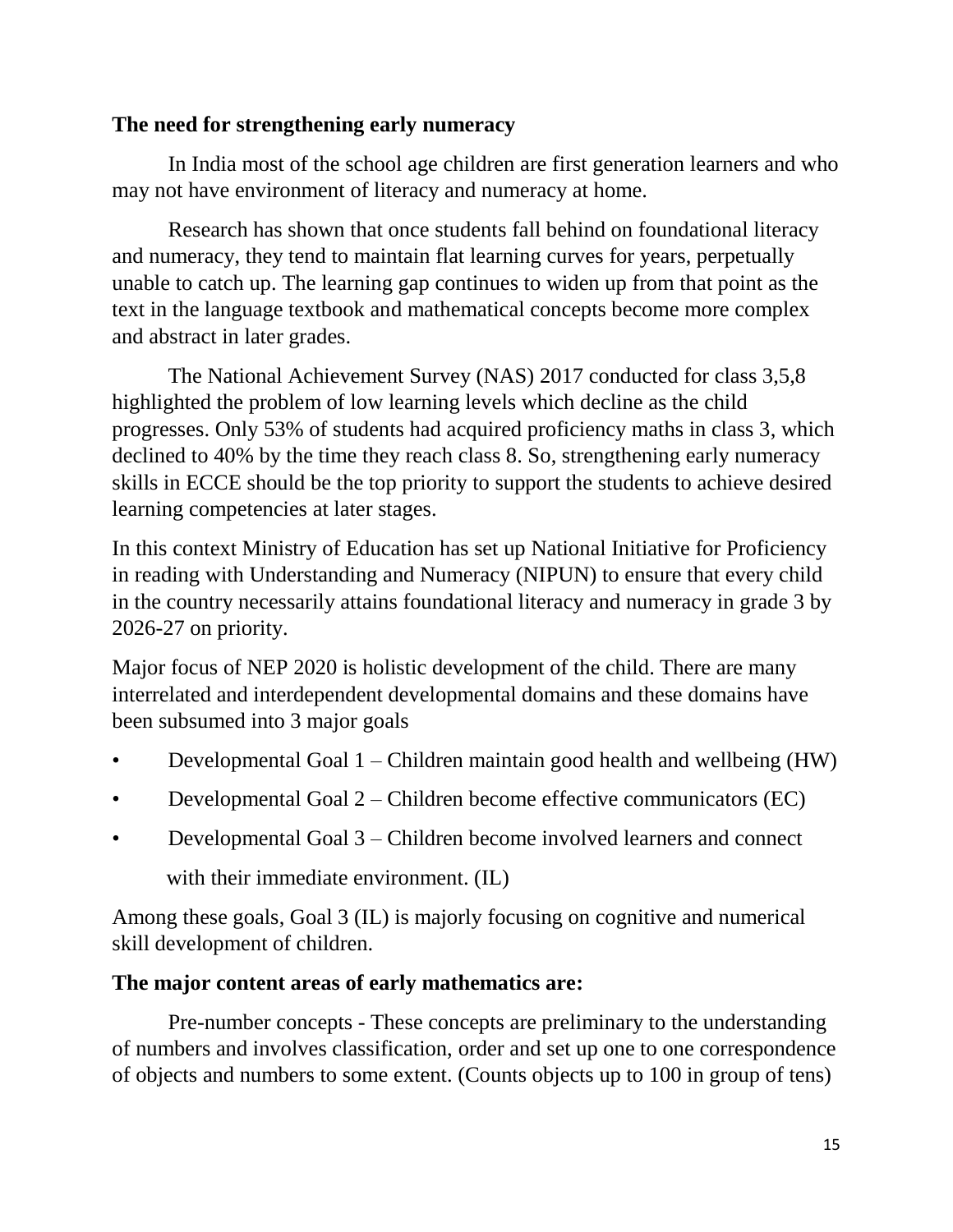**The need for strengthening early numeracy**

In India most of the school age children are first generation learners and who may not have environment of literacy and numeracy at home.

Research has shown that once students fall behind on foundational literacy and numeracy, they tend to maintain flat learning curves for years, perpetually unable to catch up. The learning gap continues to widen up from that point as the text in the language textbook and mathematical concepts become more complex and abstract in later grades.

The National Achievement Survey (NAS) 2017 conducted for class 3,5,8 highlighted the problem of low learning levels which decline as the child progresses. Only 53% of students had acquired proficiency maths in class 3, which declined to 40% by the time they reach class 8. So, strengthening early numeracy skills in ECCE should be the top priority to support the students to achieve desired learning competencies at later stages.

In this context Ministry of Education has set up National Initiative for Proficiency in reading with Understanding and Numeracy (NIPUN) to ensure that every child in the country necessarily attains foundational literacy and numeracy in grade 3 by 2026-27 on priority.

Major focus of NEP 2020 is holistic development of the child. There are many interrelated and interdependent developmental domains and these domains have been subsumed into 3 major goals

- Developmental Goal 1 – Children maintain good health and wellbeing (HW)
- Developmental Goal 2 – Children become effective communicators (EC)
- Developmental Goal 3 – Children become involved learners and connect with their immediate environment. (IL)

Among these goals, Goal 3 (IL) is majorly focusing on cognitive and numerical skill development of children.

**The major content areas of early mathematics are:**

Pre-number concepts - These concepts are preliminary to the understanding of numbers and involves classification, order and set up one to one correspondence of objects and numbers to some extent. (Counts objects up to 100 in group of tens)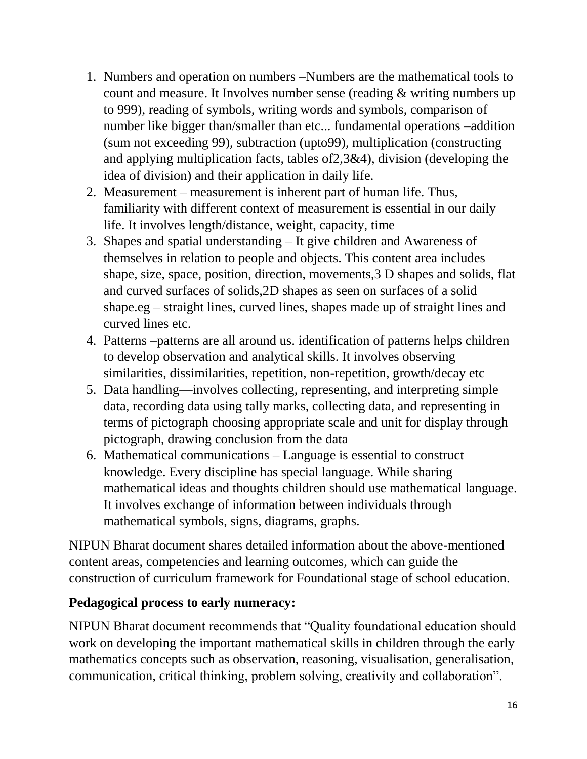1. Numbers and operation on numbers –Numbers are the mathematical tools to count and measure. It Involves number sense (reading & writing numbers up to 999), reading of symbols, writing words and symbols, comparison of number like bigger than/smaller than etc... fundamental operations –addition (sum not exceeding 99), subtraction (upto99), multiplication (constructing and applying multiplication facts, tables of2,3&4), division (developing the idea of division) and their application in daily life.
2. Measurement – measurement is inherent part of human life. Thus, familiarity with different context of measurement is essential in our daily life. It involves length/distance, weight, capacity, time
3. Shapes and spatial understanding – It give children and Awareness of themselves in relation to people and objects. This content area includes shape, size, space, position, direction, movements,3 D shapes and solids, flat and curved surfaces of solids,2D shapes as seen on surfaces of a solid shape.eg – straight lines, curved lines, shapes made up of straight lines and curved lines etc.
4. Patterns –patterns are all around us. identification of patterns helps children to develop observation and analytical skills. It involves observing similarities, dissimilarities, repetition, non-repetition, growth/decay etc
5. Data handling—involves collecting, representing, and interpreting simple data, recording data using tally marks, collecting data, and representing in terms of pictograph choosing appropriate scale and unit for display through pictograph, drawing conclusion from the data
6. Mathematical communications – Language is essential to construct knowledge. Every discipline has special language. While sharing mathematical ideas and thoughts children should use mathematical language. It involves exchange of information between individuals through mathematical symbols, signs, diagrams, graphs.

NIPUN Bharat document shares detailed information about the above-mentioned content areas, competencies and learning outcomes, which can guide the construction of curriculum framework for Foundational stage of school education.

**Pedagogical process to early numeracy:**

NIPUN Bharat document recommends that "Quality foundational education should work on developing the important mathematical skills in children through the early mathematics concepts such as observation, reasoning, visualisation, generalisation, communication, critical thinking, problem solving, creativity and collaboration".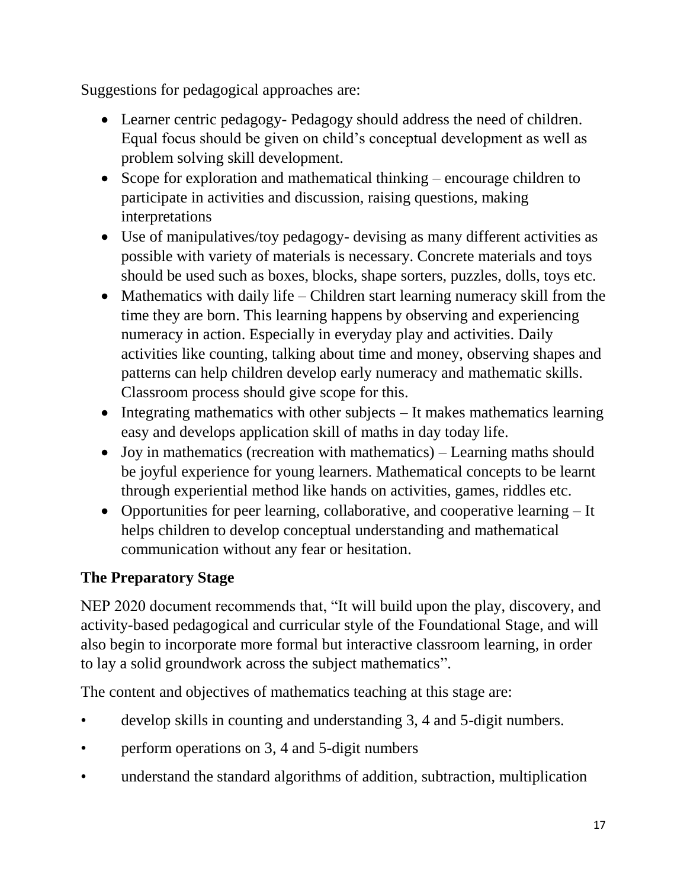Suggestions for pedagogical approaches are:

- Learner centric pedagogy- Pedagogy should address the need of children. Equal focus should be given on child's conceptual development as well as problem solving skill development.
- Scope for exploration and mathematical thinking – encourage children to participate in activities and discussion, raising questions, making interpretations
- Use of manipulatives/toy pedagogy- devising as many different activities as possible with variety of materials is necessary. Concrete materials and toys should be used such as boxes, blocks, shape sorters, puzzles, dolls, toys etc.
- Mathematics with daily life – Children start learning numeracy skill from the time they are born. This learning happens by observing and experiencing numeracy in action. Especially in everyday play and activities. Daily activities like counting, talking about time and money, observing shapes and patterns can help children develop early numeracy and mathematic skills. Classroom process should give scope for this.
- Integrating mathematics with other subjects – It makes mathematics learning easy and develops application skill of maths in day today life.
- Joy in mathematics (recreation with mathematics) – Learning maths should be joyful experience for young learners. Mathematical concepts to be learnt through experiential method like hands on activities, games, riddles etc.
- Opportunities for peer learning, collaborative, and cooperative learning – It helps children to develop conceptual understanding and mathematical communication without any fear or hesitation.

### The Preparatory Stage

NEP 2020 document recommends that, "It will build upon the play, discovery, and activity-based pedagogical and curricular style of the Foundational Stage, and will also begin to incorporate more formal but interactive classroom learning, in order to lay a solid groundwork across the subject mathematics".

The content and objectives of mathematics teaching at this stage are:

- develop skills in counting and understanding 3, 4 and 5-digit numbers.
- perform operations on 3, 4 and 5-digit numbers
- understand the standard algorithms of addition, subtraction, multiplication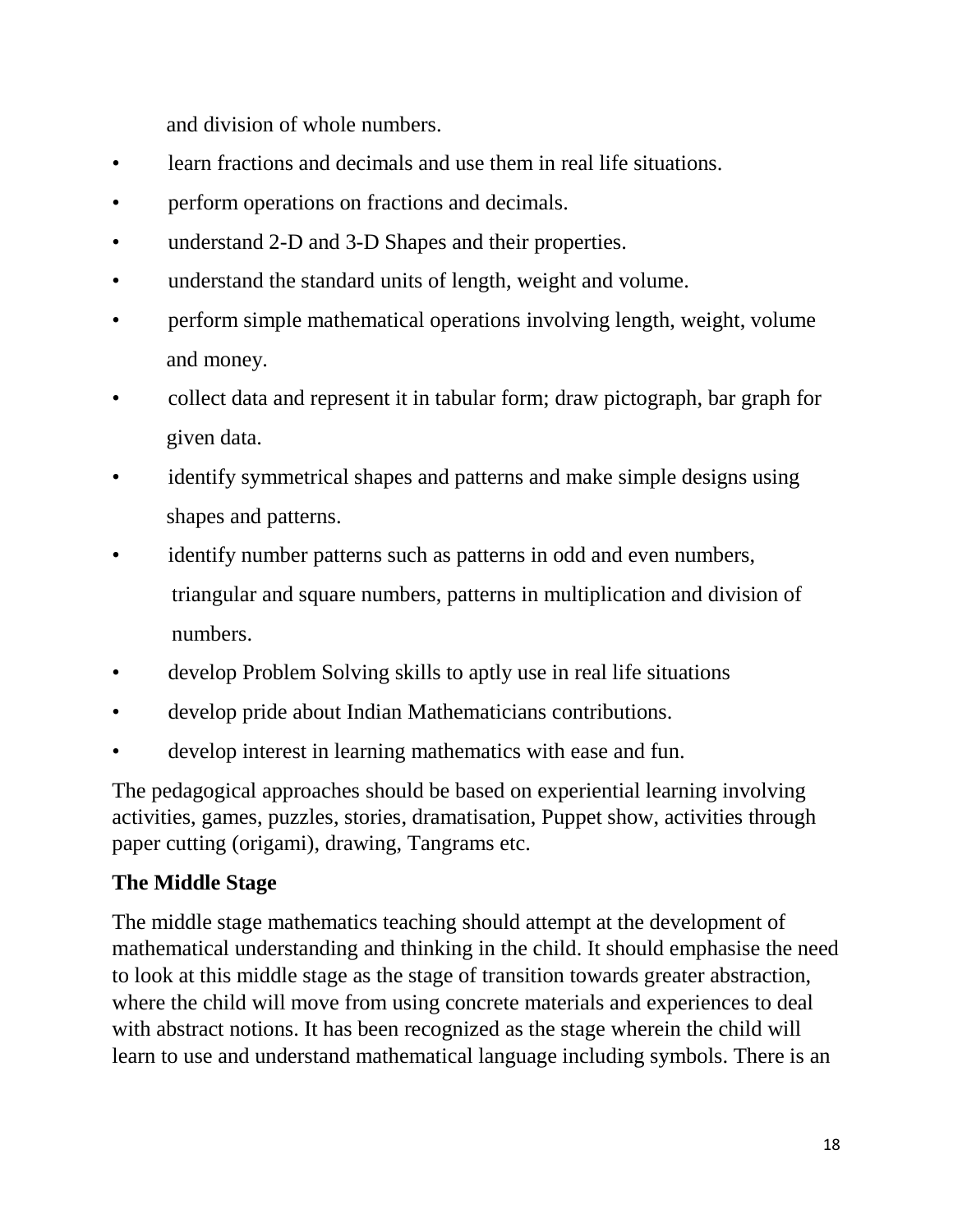and division of whole numbers.

- learn fractions and decimals and use them in real life situations.
- perform operations on fractions and decimals.
- understand 2-D and 3-D Shapes and their properties.
- understand the standard units of length, weight and volume.
- perform simple mathematical operations involving length, weight, volume and money.
- collect data and represent it in tabular form; draw pictograph, bar graph for given data.
- identify symmetrical shapes and patterns and make simple designs using shapes and patterns.
- identify number patterns such as patterns in odd and even numbers, triangular and square numbers, patterns in multiplication and division of numbers.
- develop Problem Solving skills to aptly use in real life situations
- develop pride about Indian Mathematicians contributions.
- develop interest in learning mathematics with ease and fun.

The pedagogical approaches should be based on experiential learning involving activities, games, puzzles, stories, dramatisation, Puppet show, activities through paper cutting (origami), drawing, Tangrams etc.

**The Middle Stage**

The middle stage mathematics teaching should attempt at the development of mathematical understanding and thinking in the child. It should emphasise the need to look at this middle stage as the stage of transition towards greater abstraction, where the child will move from using concrete materials and experiences to deal with abstract notions. It has been recognized as the stage wherein the child will learn to use and understand mathematical language including symbols. There is an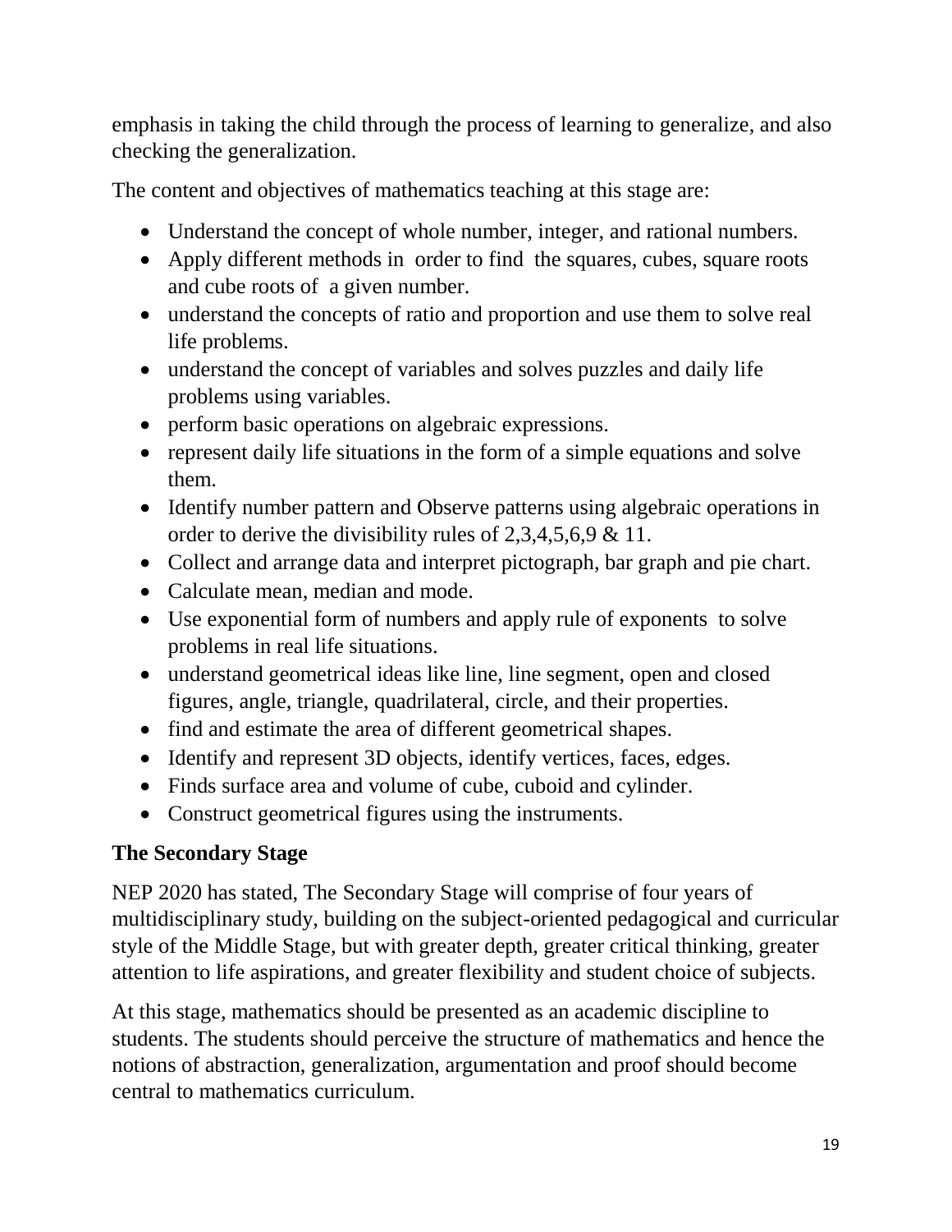emphasis in taking the child through the process of learning to generalize, and also checking the generalization.

The content and objectives of mathematics teaching at this stage are:

- Understand the concept of whole number, integer, and rational numbers.
- Apply different methods in order to find the squares, cubes, square roots and cube roots of a given number.
- understand the concepts of ratio and proportion and use them to solve real life problems.
- understand the concept of variables and solves puzzles and daily life problems using variables.
- perform basic operations on algebraic expressions.
- represent daily life situations in the form of a simple equations and solve them.
- Identify number pattern and Observe patterns using algebraic operations in order to derive the divisibility rules of 2,3,4,5,6,9 & 11.
- Collect and arrange data and interpret pictograph, bar graph and pie chart.
- Calculate mean, median and mode.
- Use exponential form of numbers and apply rule of exponents to solve problems in real life situations.
- understand geometrical ideas like line, line segment, open and closed figures, angle, triangle, quadrilateral, circle, and their properties.
- find and estimate the area of different geometrical shapes.
- Identify and represent 3D objects, identify vertices, faces, edges.
- Finds surface area and volume of cube, cuboid and cylinder.
- Construct geometrical figures using the instruments.

**The Secondary Stage**

NEP 2020 has stated, The Secondary Stage will comprise of four years of multidisciplinary study, building on the subject-oriented pedagogical and curricular style of the Middle Stage, but with greater depth, greater critical thinking, greater attention to life aspirations, and greater flexibility and student choice of subjects.

At this stage, mathematics should be presented as an academic discipline to students. The students should perceive the structure of mathematics and hence the notions of abstraction, generalization, argumentation and proof should become central to mathematics curriculum.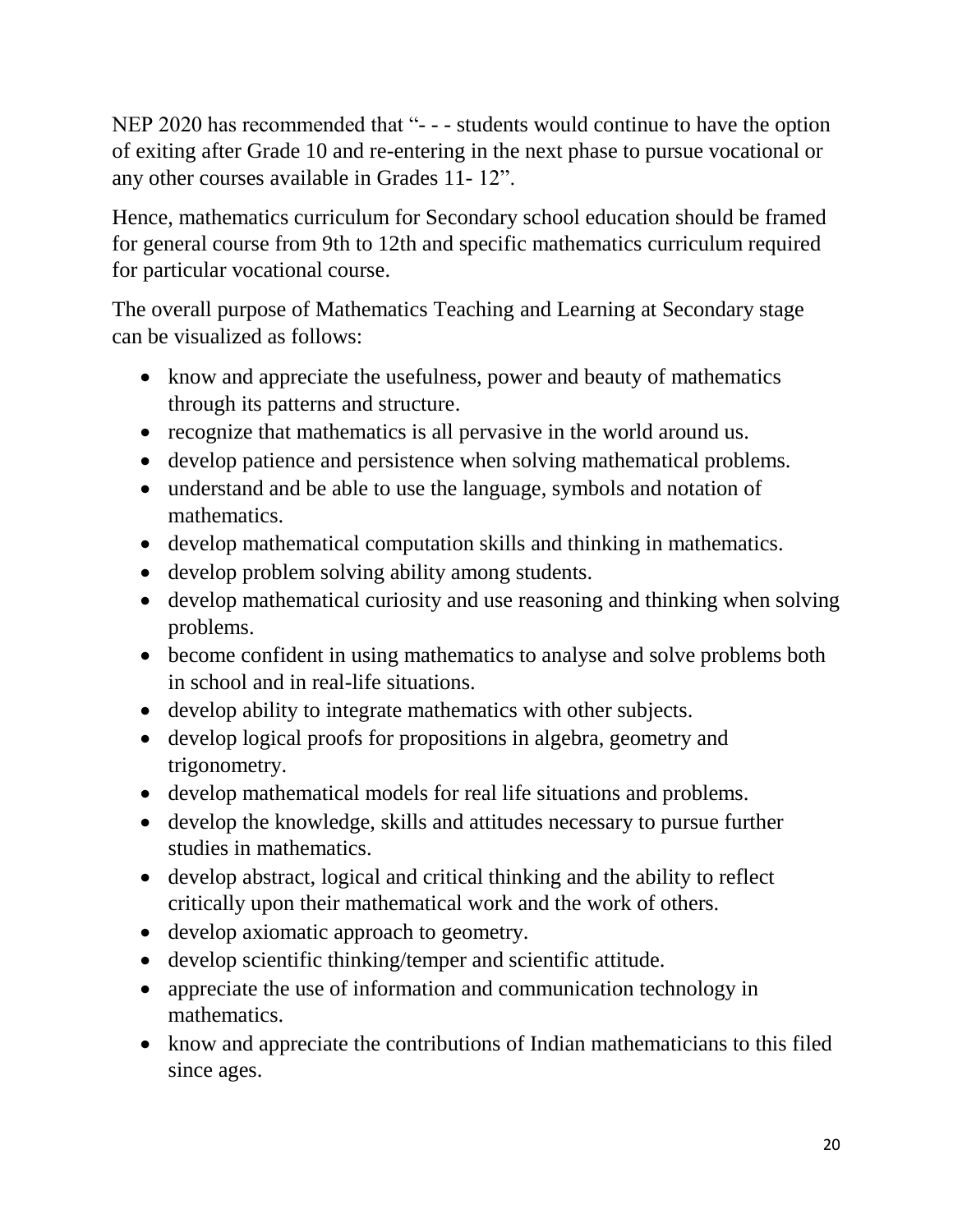NEP 2020 has recommended that "- - - students would continue to have the option of exiting after Grade 10 and re-entering in the next phase to pursue vocational or any other courses available in Grades 11- 12".

Hence, mathematics curriculum for Secondary school education should be framed for general course from 9th to 12th and specific mathematics curriculum required for particular vocational course.

The overall purpose of Mathematics Teaching and Learning at Secondary stage can be visualized as follows:

- know and appreciate the usefulness, power and beauty of mathematics through its patterns and structure.
- recognize that mathematics is all pervasive in the world around us.
- develop patience and persistence when solving mathematical problems.
- understand and be able to use the language, symbols and notation of mathematics.
- develop mathematical computation skills and thinking in mathematics.
- develop problem solving ability among students.
- develop mathematical curiosity and use reasoning and thinking when solving problems.
- become confident in using mathematics to analyse and solve problems both in school and in real-life situations.
- develop ability to integrate mathematics with other subjects.
- develop logical proofs for propositions in algebra, geometry and trigonometry.
- develop mathematical models for real life situations and problems.
- develop the knowledge, skills and attitudes necessary to pursue further studies in mathematics.
- develop abstract, logical and critical thinking and the ability to reflect critically upon their mathematical work and the work of others.
- develop axiomatic approach to geometry.
- develop scientific thinking/temper and scientific attitude.
- appreciate the use of information and communication technology in mathematics.
- know and appreciate the contributions of Indian mathematicians to this filed since ages.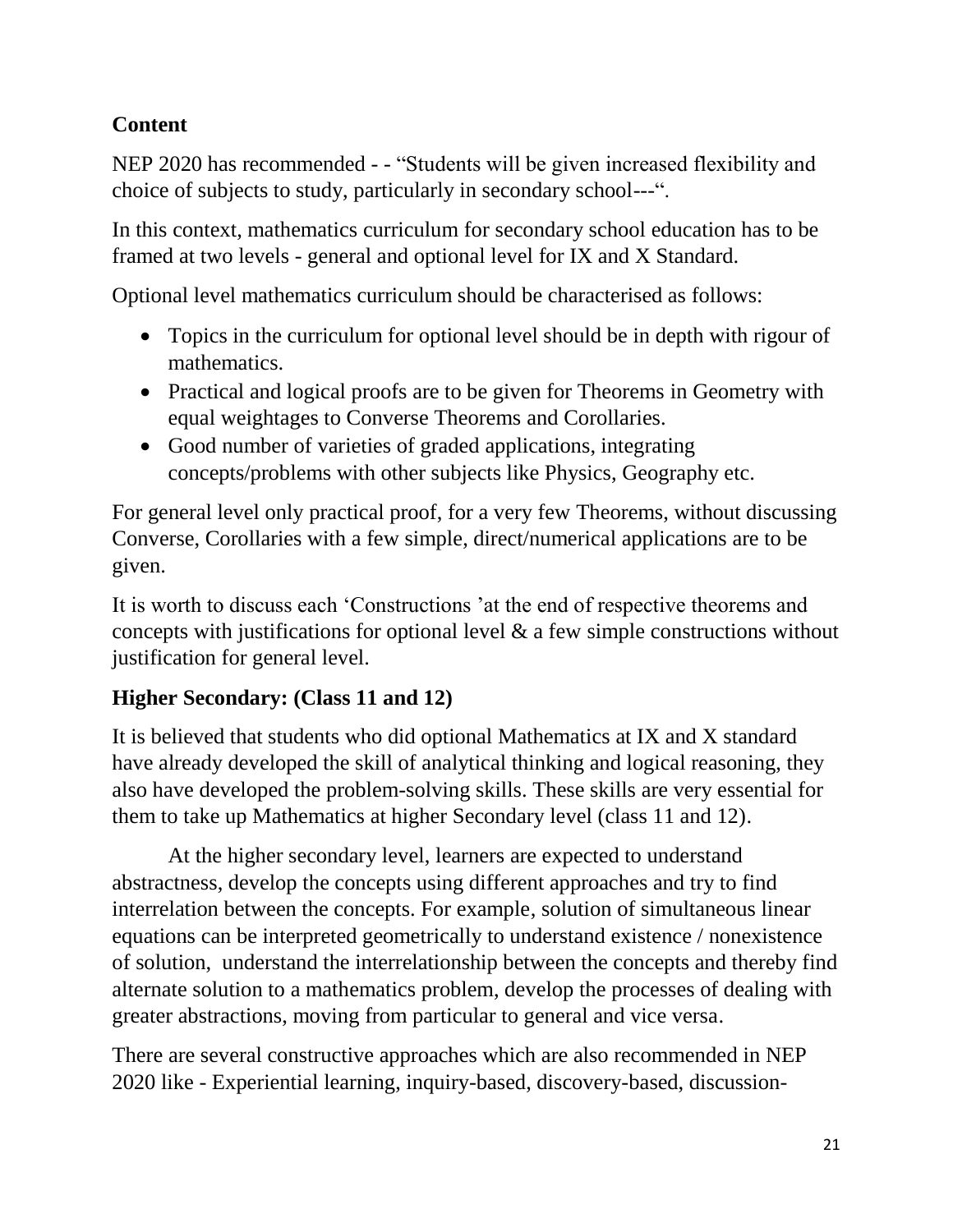**Content**

NEP 2020 has recommended - - "Students will be given increased flexibility and choice of subjects to study, particularly in secondary school---".

In this context, mathematics curriculum for secondary school education has to be framed at two levels - general and optional level for IX and X Standard.

Optional level mathematics curriculum should be characterised as follows:

- Topics in the curriculum for optional level should be in depth with rigour of mathematics.
- Practical and logical proofs are to be given for Theorems in Geometry with equal weightages to Converse Theorems and Corollaries.
- Good number of varieties of graded applications, integrating concepts/problems with other subjects like Physics, Geography etc.

For general level only practical proof, for a very few Theorems, without discussing Converse, Corollaries with a few simple, direct/numerical applications are to be given.

It is worth to discuss each 'Constructions 'at the end of respective theorems and concepts with justifications for optional level & a few simple constructions without justification for general level.

**Higher Secondary: (Class 11 and 12)**

It is believed that students who did optional Mathematics at IX and X standard have already developed the skill of analytical thinking and logical reasoning, they also have developed the problem-solving skills. These skills are very essential for them to take up Mathematics at higher Secondary level (class 11 and 12).

At the higher secondary level, learners are expected to understand abstractness, develop the concepts using different approaches and try to find interrelation between the concepts. For example, solution of simultaneous linear equations can be interpreted geometrically to understand existence / nonexistence of solution, understand the interrelationship between the concepts and thereby find alternate solution to a mathematics problem, develop the processes of dealing with greater abstractions, moving from particular to general and vice versa.

There are several constructive approaches which are also recommended in NEP 2020 like - Experiential learning, inquiry-based, discovery-based, discussion-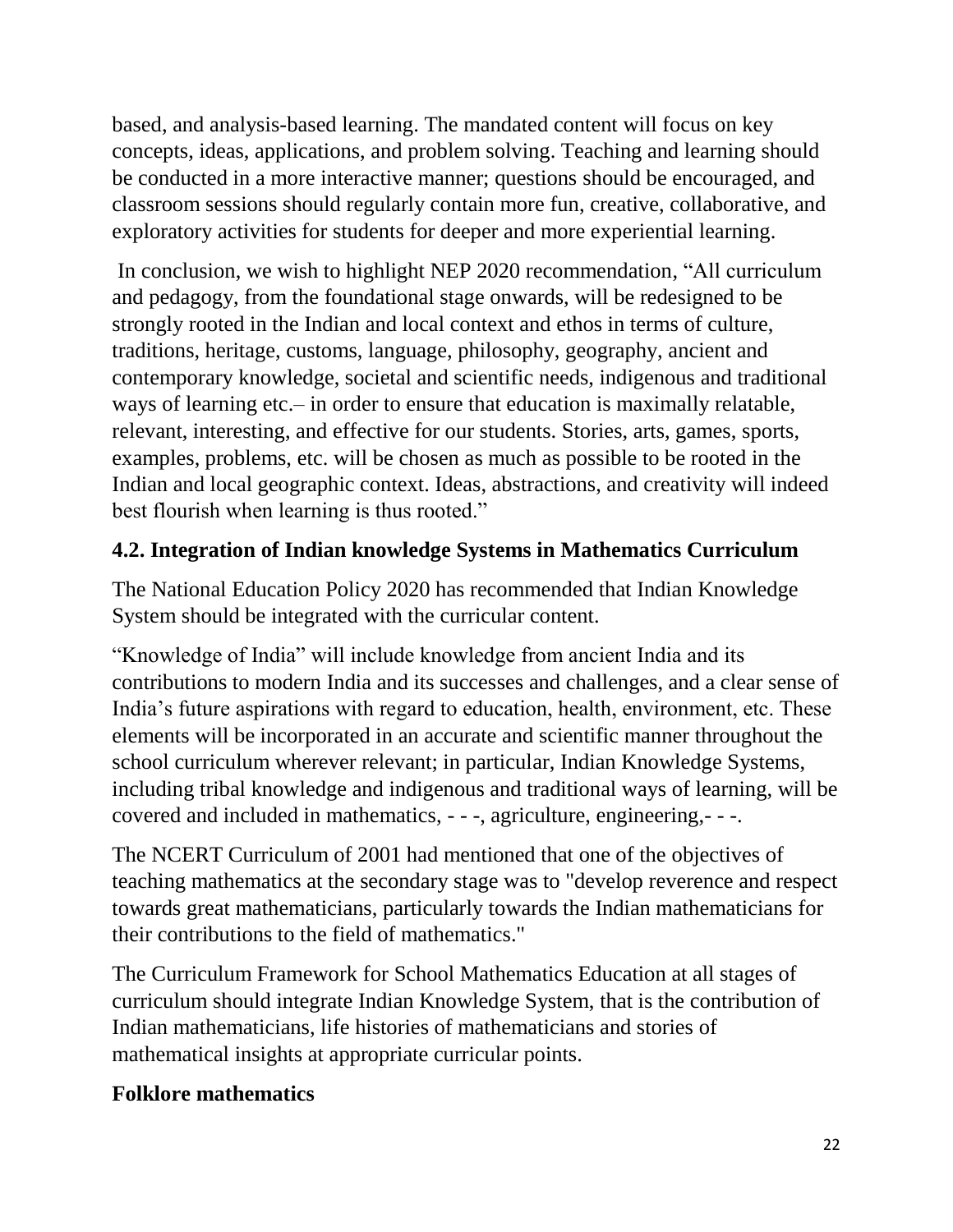based, and analysis-based learning. The mandated content will focus on key concepts, ideas, applications, and problem solving. Teaching and learning should be conducted in a more interactive manner; questions should be encouraged, and classroom sessions should regularly contain more fun, creative, collaborative, and exploratory activities for students for deeper and more experiential learning.

In conclusion, we wish to highlight NEP 2020 recommendation, "All curriculum and pedagogy, from the foundational stage onwards, will be redesigned to be strongly rooted in the Indian and local context and ethos in terms of culture, traditions, heritage, customs, language, philosophy, geography, ancient and contemporary knowledge, societal and scientific needs, indigenous and traditional ways of learning etc.– in order to ensure that education is maximally relatable, relevant, interesting, and effective for our students. Stories, arts, games, sports, examples, problems, etc. will be chosen as much as possible to be rooted in the Indian and local geographic context. Ideas, abstractions, and creativity will indeed best flourish when learning is thus rooted."

## 4.2. Integration of Indian knowledge Systems in Mathematics Curriculum

The National Education Policy 2020 has recommended that Indian Knowledge System should be integrated with the curricular content.

"Knowledge of India" will include knowledge from ancient India and its contributions to modern India and its successes and challenges, and a clear sense of India's future aspirations with regard to education, health, environment, etc. These elements will be incorporated in an accurate and scientific manner throughout the school curriculum wherever relevant; in particular, Indian Knowledge Systems, including tribal knowledge and indigenous and traditional ways of learning, will be covered and included in mathematics, - - -, agriculture, engineering,- - -.

The NCERT Curriculum of 2001 had mentioned that one of the objectives of teaching mathematics at the secondary stage was to "develop reverence and respect towards great mathematicians, particularly towards the Indian mathematicians for their contributions to the field of mathematics."

The Curriculum Framework for School Mathematics Education at all stages of curriculum should integrate Indian Knowledge System, that is the contribution of Indian mathematicians, life histories of mathematicians and stories of mathematical insights at appropriate curricular points.

### Folklore mathematics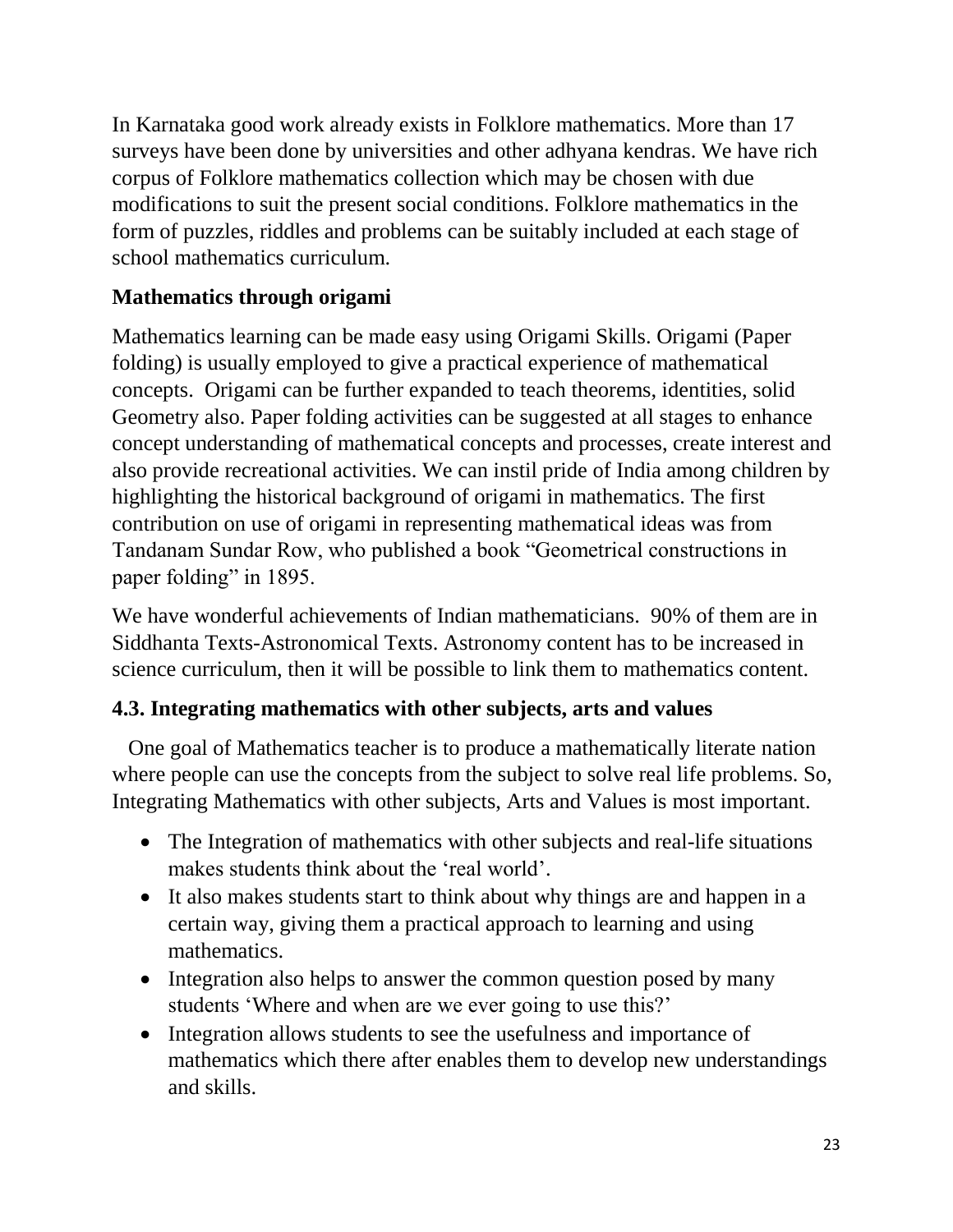In Karnataka good work already exists in Folklore mathematics. More than 17 surveys have been done by universities and other adhyana kendras. We have rich corpus of Folklore mathematics collection which may be chosen with due modifications to suit the present social conditions. Folklore mathematics in the form of puzzles, riddles and problems can be suitably included at each stage of school mathematics curriculum.

### Mathematics through origami

Mathematics learning can be made easy using Origami Skills. Origami (Paper folding) is usually employed to give a practical experience of mathematical concepts. Origami can be further expanded to teach theorems, identities, solid Geometry also. Paper folding activities can be suggested at all stages to enhance concept understanding of mathematical concepts and processes, create interest and also provide recreational activities. We can instil pride of India among children by highlighting the historical background of origami in mathematics. The first contribution on use of origami in representing mathematical ideas was from Tandanam Sundar Row, who published a book "Geometrical constructions in paper folding" in 1895.

We have wonderful achievements of Indian mathematicians. 90% of them are in Siddhanta Texts-Astronomical Texts. Astronomy content has to be increased in science curriculum, then it will be possible to link them to mathematics content.

### 4.3. Integrating mathematics with other subjects, arts and values

One goal of Mathematics teacher is to produce a mathematically literate nation where people can use the concepts from the subject to solve real life problems. So, Integrating Mathematics with other subjects, Arts and Values is most important.

- The Integration of mathematics with other subjects and real-life situations makes students think about the 'real world'.
- It also makes students start to think about why things are and happen in a certain way, giving them a practical approach to learning and using mathematics.
- Integration also helps to answer the common question posed by many students 'Where and when are we ever going to use this?'
- Integration allows students to see the usefulness and importance of mathematics which there after enables them to develop new understandings and skills.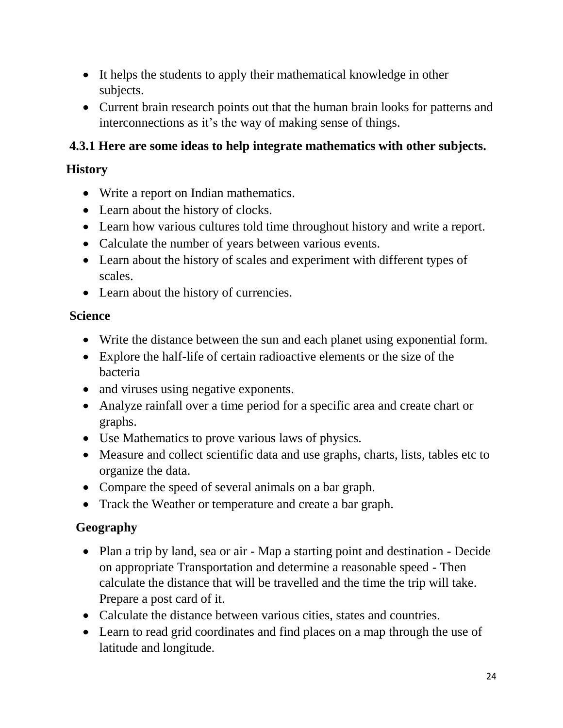- It helps the students to apply their mathematical knowledge in other subjects.
- Current brain research points out that the human brain looks for patterns and interconnections as it's the way of making sense of things.

### 4.3.1 Here are some ideas to help integrate mathematics with other subjects.

**History**

- Write a report on Indian mathematics.
- Learn about the history of clocks.
- Learn how various cultures told time throughout history and write a report.
- Calculate the number of years between various events.
- Learn about the history of scales and experiment with different types of scales.
- Learn about the history of currencies.

**Science**

- Write the distance between the sun and each planet using exponential form.
- Explore the half-life of certain radioactive elements or the size of the bacteria
- and viruses using negative exponents.
- Analyze rainfall over a time period for a specific area and create chart or graphs.
- Use Mathematics to prove various laws of physics.
- Measure and collect scientific data and use graphs, charts, lists, tables etc to organize the data.
- Compare the speed of several animals on a bar graph.
- Track the Weather or temperature and create a bar graph.

**Geography**

- Plan a trip by land, sea or air - Map a starting point and destination - Decide on appropriate Transportation and determine a reasonable speed - Then calculate the distance that will be travelled and the time the trip will take. Prepare a post card of it.
- Calculate the distance between various cities, states and countries.
- Learn to read grid coordinates and find places on a map through the use of latitude and longitude.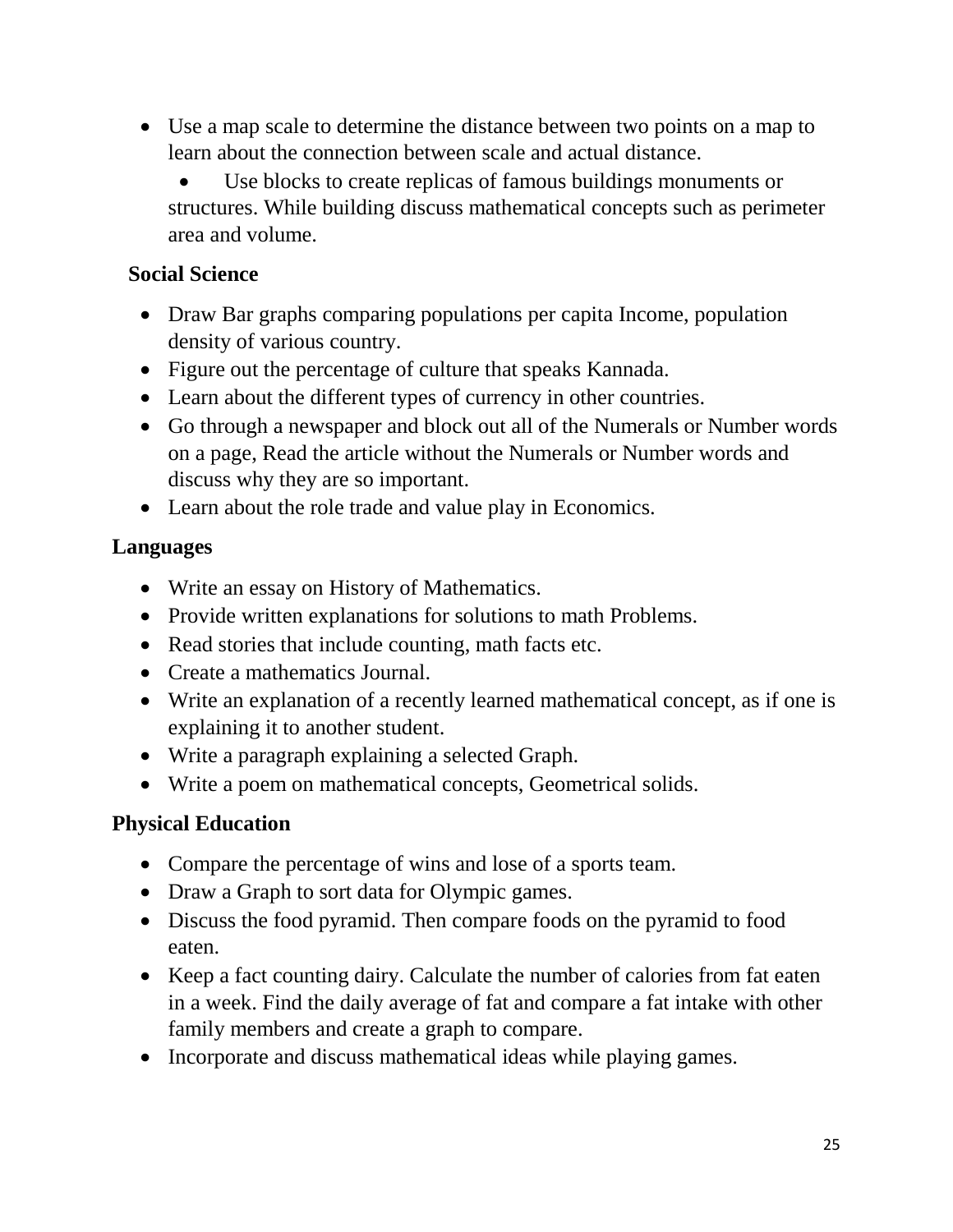- Use a map scale to determine the distance between two points on a map to learn about the connection between scale and actual distance.
- Use blocks to create replicas of famous buildings monuments or structures. While building discuss mathematical concepts such as perimeter area and volume.

**Social Science**

- Draw Bar graphs comparing populations per capita Income, population density of various country.
- Figure out the percentage of culture that speaks Kannada.
- Learn about the different types of currency in other countries.
- Go through a newspaper and block out all of the Numerals or Number words on a page, Read the article without the Numerals or Number words and discuss why they are so important.
- Learn about the role trade and value play in Economics.

**Languages**

- Write an essay on History of Mathematics.
- Provide written explanations for solutions to math Problems.
- Read stories that include counting, math facts etc.
- Create a mathematics Journal.
- Write an explanation of a recently learned mathematical concept, as if one is explaining it to another student.
- Write a paragraph explaining a selected Graph.
- Write a poem on mathematical concepts, Geometrical solids.

**Physical Education**

- Compare the percentage of wins and lose of a sports team.
- Draw a Graph to sort data for Olympic games.
- Discuss the food pyramid. Then compare foods on the pyramid to food eaten.
- Keep a fact counting dairy. Calculate the number of calories from fat eaten in a week. Find the daily average of fat and compare a fat intake with other family members and create a graph to compare.
- Incorporate and discuss mathematical ideas while playing games.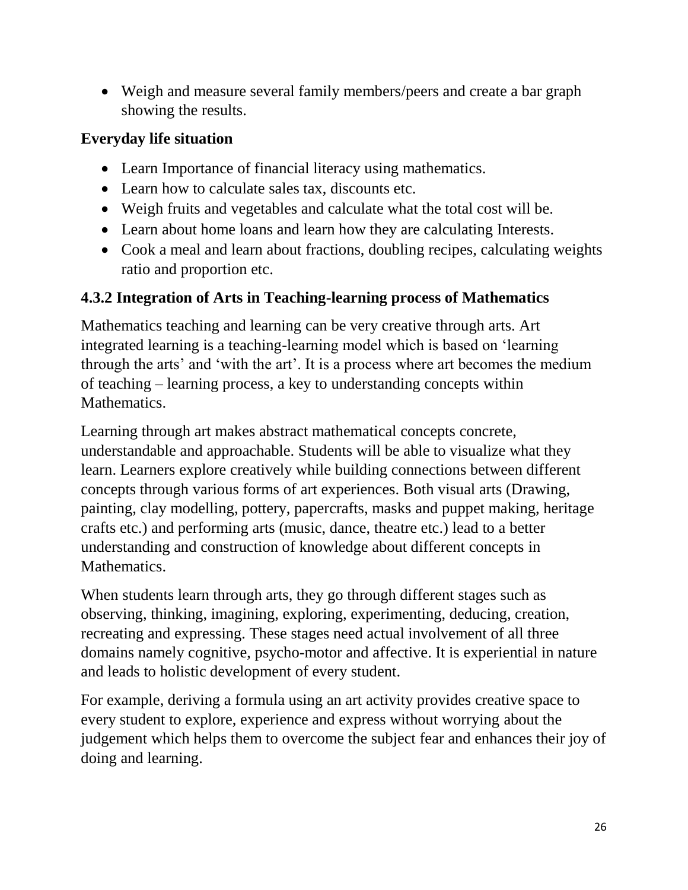- Weigh and measure several family members/peers and create a bar graph showing the results.

**Everyday life situation**

- Learn Importance of financial literacy using mathematics.
- Learn how to calculate sales tax, discounts etc.
- Weigh fruits and vegetables and calculate what the total cost will be.
- Learn about home loans and learn how they are calculating Interests.
- Cook a meal and learn about fractions, doubling recipes, calculating weights ratio and proportion etc.

### 4.3.2 Integration of Arts in Teaching-learning process of Mathematics

Mathematics teaching and learning can be very creative through arts. Art integrated learning is a teaching-learning model which is based on 'learning through the arts' and 'with the art'. It is a process where art becomes the medium of teaching – learning process, a key to understanding concepts within Mathematics.

Learning through art makes abstract mathematical concepts concrete, understandable and approachable. Students will be able to visualize what they learn. Learners explore creatively while building connections between different concepts through various forms of art experiences. Both visual arts (Drawing, painting, clay modelling, pottery, papercrafts, masks and puppet making, heritage crafts etc.) and performing arts (music, dance, theatre etc.) lead to a better understanding and construction of knowledge about different concepts in Mathematics.

When students learn through arts, they go through different stages such as observing, thinking, imagining, exploring, experimenting, deducing, creation, recreating and expressing. These stages need actual involvement of all three domains namely cognitive, psycho-motor and affective. It is experiential in nature and leads to holistic development of every student.

For example, deriving a formula using an art activity provides creative space to every student to explore, experience and express without worrying about the judgement which helps them to overcome the subject fear and enhances their joy of doing and learning.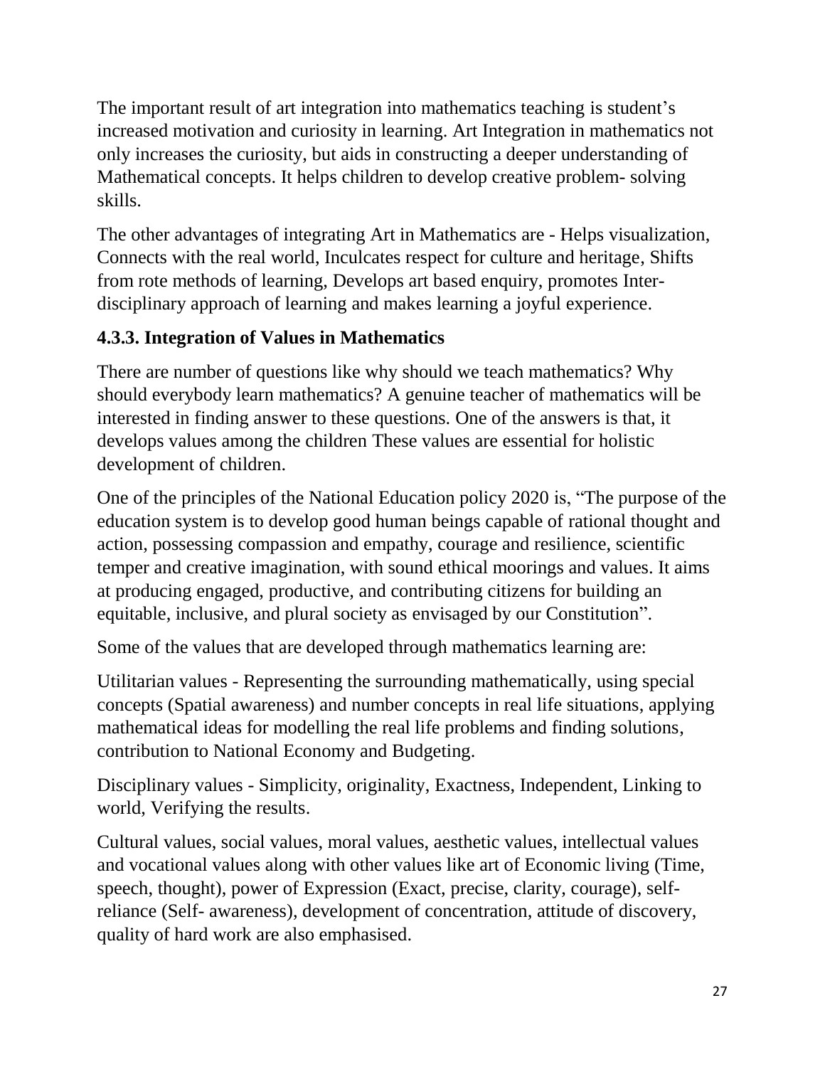The important result of art integration into mathematics teaching is student's increased motivation and curiosity in learning. Art Integration in mathematics not only increases the curiosity, but aids in constructing a deeper understanding of Mathematical concepts. It helps children to develop creative problem- solving skills.

The other advantages of integrating Art in Mathematics are - Helps visualization, Connects with the real world, Inculcates respect for culture and heritage, Shifts from rote methods of learning, Develops art based enquiry, promotes Inter-disciplinary approach of learning and makes learning a joyful experience.

### 4.3.3. Integration of Values in Mathematics

There are number of questions like why should we teach mathematics? Why should everybody learn mathematics? A genuine teacher of mathematics will be interested in finding answer to these questions. One of the answers is that, it develops values among the children These values are essential for holistic development of children.

One of the principles of the National Education policy 2020 is, "The purpose of the education system is to develop good human beings capable of rational thought and action, possessing compassion and empathy, courage and resilience, scientific temper and creative imagination, with sound ethical moorings and values. It aims at producing engaged, productive, and contributing citizens for building an equitable, inclusive, and plural society as envisaged by our Constitution".

Some of the values that are developed through mathematics learning are:

Utilitarian values - Representing the surrounding mathematically, using special concepts (Spatial awareness) and number concepts in real life situations, applying mathematical ideas for modelling the real life problems and finding solutions, contribution to National Economy and Budgeting.

Disciplinary values - Simplicity, originality, Exactness, Independent, Linking to world, Verifying the results.

Cultural values, social values, moral values, aesthetic values, intellectual values and vocational values along with other values like art of Economic living (Time, speech, thought), power of Expression (Exact, precise, clarity, courage), self-reliance (Self- awareness), development of concentration, attitude of discovery, quality of hard work are also emphasised.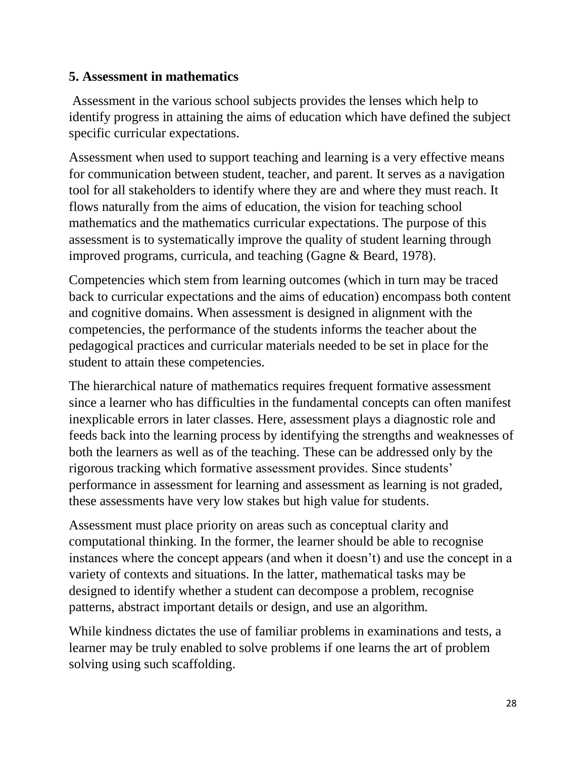## 5. Assessment in mathematics

Assessment in the various school subjects provides the lenses which help to identify progress in attaining the aims of education which have defined the subject specific curricular expectations.

Assessment when used to support teaching and learning is a very effective means for communication between student, teacher, and parent. It serves as a navigation tool for all stakeholders to identify where they are and where they must reach. It flows naturally from the aims of education, the vision for teaching school mathematics and the mathematics curricular expectations. The purpose of this assessment is to systematically improve the quality of student learning through improved programs, curricula, and teaching (Gagne & Beard, 1978).

Competencies which stem from learning outcomes (which in turn may be traced back to curricular expectations and the aims of education) encompass both content and cognitive domains. When assessment is designed in alignment with the competencies, the performance of the students informs the teacher about the pedagogical practices and curricular materials needed to be set in place for the student to attain these competencies.

The hierarchical nature of mathematics requires frequent formative assessment since a learner who has difficulties in the fundamental concepts can often manifest inexplicable errors in later classes. Here, assessment plays a diagnostic role and feeds back into the learning process by identifying the strengths and weaknesses of both the learners as well as of the teaching. These can be addressed only by the rigorous tracking which formative assessment provides. Since students' performance in assessment for learning and assessment as learning is not graded, these assessments have very low stakes but high value for students.

Assessment must place priority on areas such as conceptual clarity and computational thinking. In the former, the learner should be able to recognise instances where the concept appears (and when it doesn't) and use the concept in a variety of contexts and situations. In the latter, mathematical tasks may be designed to identify whether a student can decompose a problem, recognise patterns, abstract important details or design, and use an algorithm.

While kindness dictates the use of familiar problems in examinations and tests, a learner may be truly enabled to solve problems if one learns the art of problem solving using such scaffolding.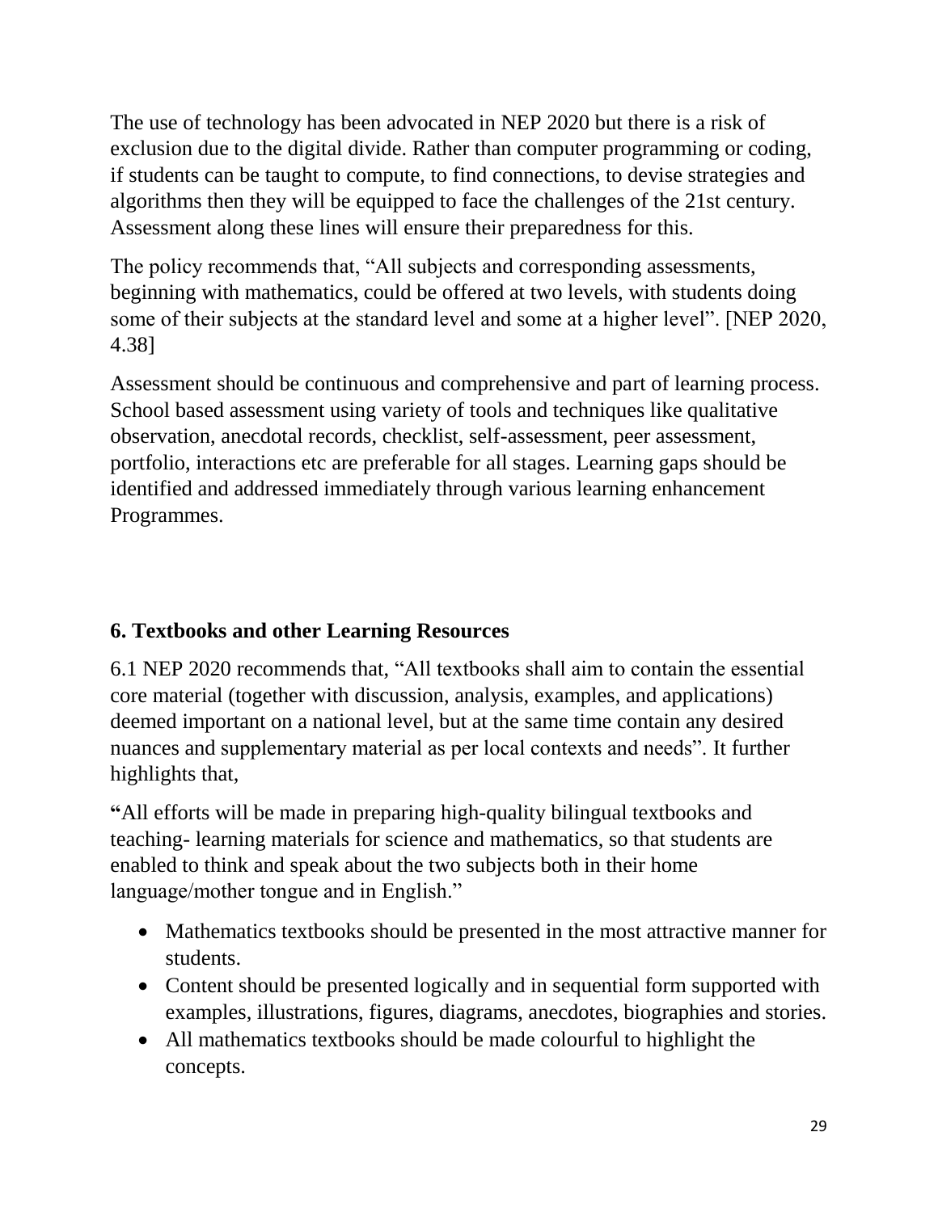The use of technology has been advocated in NEP 2020 but there is a risk of exclusion due to the digital divide. Rather than computer programming or coding, if students can be taught to compute, to find connections, to devise strategies and algorithms then they will be equipped to face the challenges of the 21st century. Assessment along these lines will ensure their preparedness for this.

The policy recommends that, "All subjects and corresponding assessments, beginning with mathematics, could be offered at two levels, with students doing some of their subjects at the standard level and some at a higher level". [NEP 2020, 4.38]

Assessment should be continuous and comprehensive and part of learning process. School based assessment using variety of tools and techniques like qualitative observation, anecdotal records, checklist, self-assessment, peer assessment, portfolio, interactions etc are preferable for all stages. Learning gaps should be identified and addressed immediately through various learning enhancement Programmes.

## 6. Textbooks and other Learning Resources

6.1 NEP 2020 recommends that, "All textbooks shall aim to contain the essential core material (together with discussion, analysis, examples, and applications) deemed important on a national level, but at the same time contain any desired nuances and supplementary material as per local contexts and needs". It further highlights that,

**"**All efforts will be made in preparing high-quality bilingual textbooks and teaching- learning materials for science and mathematics, so that students are enabled to think and speak about the two subjects both in their home language/mother tongue and in English."

- Mathematics textbooks should be presented in the most attractive manner for students.
- Content should be presented logically and in sequential form supported with examples, illustrations, figures, diagrams, anecdotes, biographies and stories.
- All mathematics textbooks should be made colourful to highlight the concepts.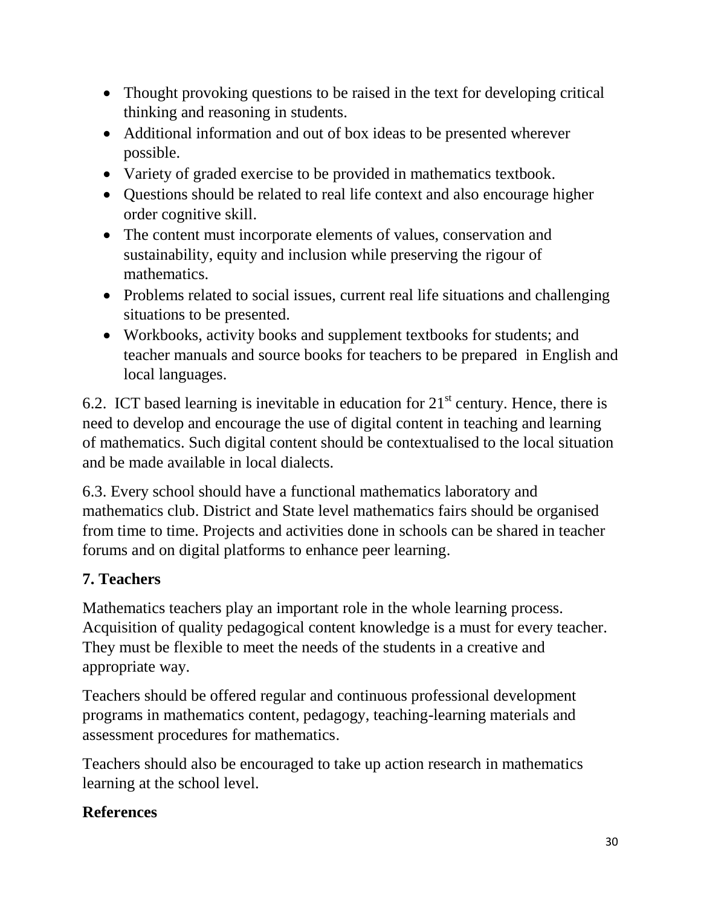- Thought provoking questions to be raised in the text for developing critical thinking and reasoning in students.
- Additional information and out of box ideas to be presented wherever possible.
- Variety of graded exercise to be provided in mathematics textbook.
- Questions should be related to real life context and also encourage higher order cognitive skill.
- The content must incorporate elements of values, conservation and sustainability, equity and inclusion while preserving the rigour of mathematics.
- Problems related to social issues, current real life situations and challenging situations to be presented.
- Workbooks, activity books and supplement textbooks for students; and teacher manuals and source books for teachers to be prepared in English and local languages.

6.2. ICT based learning is inevitable in education for 21st century. Hence, there is need to develop and encourage the use of digital content in teaching and learning of mathematics. Such digital content should be contextualised to the local situation and be made available in local dialects.

6.3. Every school should have a functional mathematics laboratory and mathematics club. District and State level mathematics fairs should be organised from time to time. Projects and activities done in schools can be shared in teacher forums and on digital platforms to enhance peer learning.

## 7. Teachers

Mathematics teachers play an important role in the whole learning process. Acquisition of quality pedagogical content knowledge is a must for every teacher. They must be flexible to meet the needs of the students in a creative and appropriate way.

Teachers should be offered regular and continuous professional development programs in mathematics content, pedagogy, teaching-learning materials and assessment procedures for mathematics.

Teachers should also be encouraged to take up action research in mathematics learning at the school level.

## References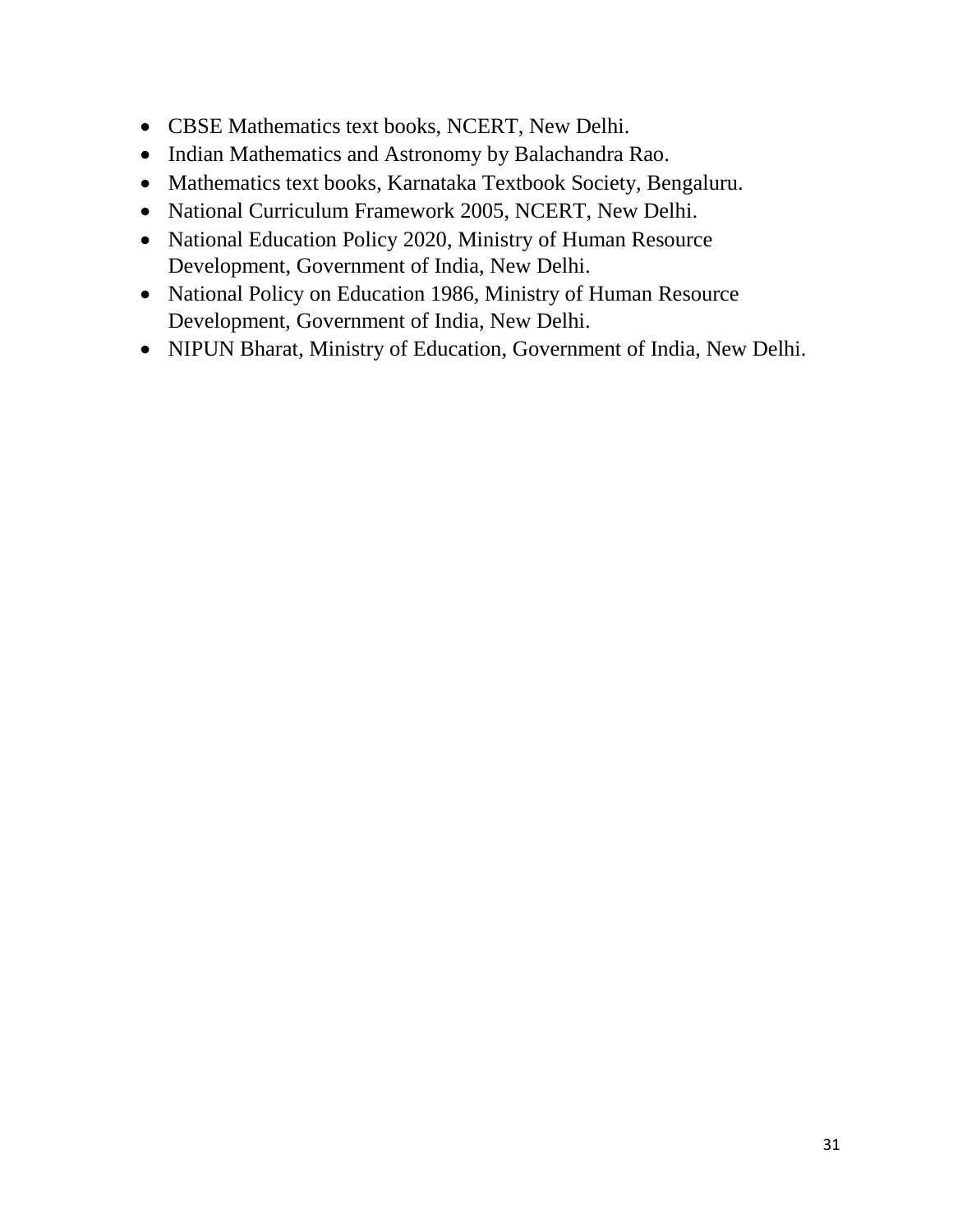- CBSE Mathematics text books, NCERT, New Delhi.
- Indian Mathematics and Astronomy by Balachandra Rao.
- Mathematics text books, Karnataka Textbook Society, Bengaluru.
- National Curriculum Framework 2005, NCERT, New Delhi.
- National Education Policy 2020, Ministry of Human Resource Development, Government of India, New Delhi.
- National Policy on Education 1986, Ministry of Human Resource Development, Government of India, New Delhi.
- NIPUN Bharat, Ministry of Education, Government of India, New Delhi.